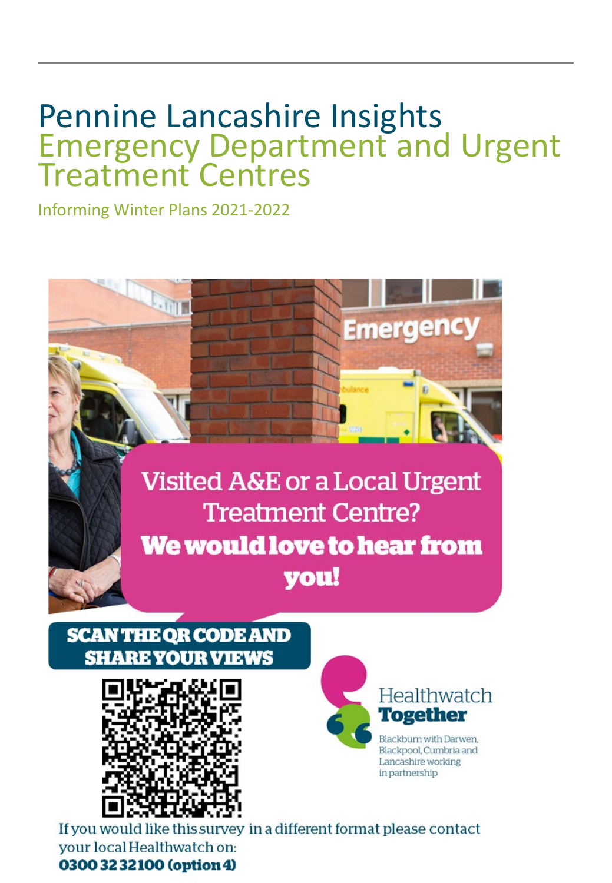# Pennine Lancashire Insights

## Emergency Department and Urgent Treatment Centres

Informing Winter Plans 2021-2022

Visited A&E or a Local Urgent Treatment Centre?

**We would love to hear from you!**

**SCAN THE QR CODE AND SHARE YOUR VIEWS**

Healthwatch **Together**

Blackburn with Darwen, Blackpool, Cumbria and Lancashire working in partnership

If you would like this survey in a different format please contact your local Healthwatch on:
**0300 32 32100 (option 4)**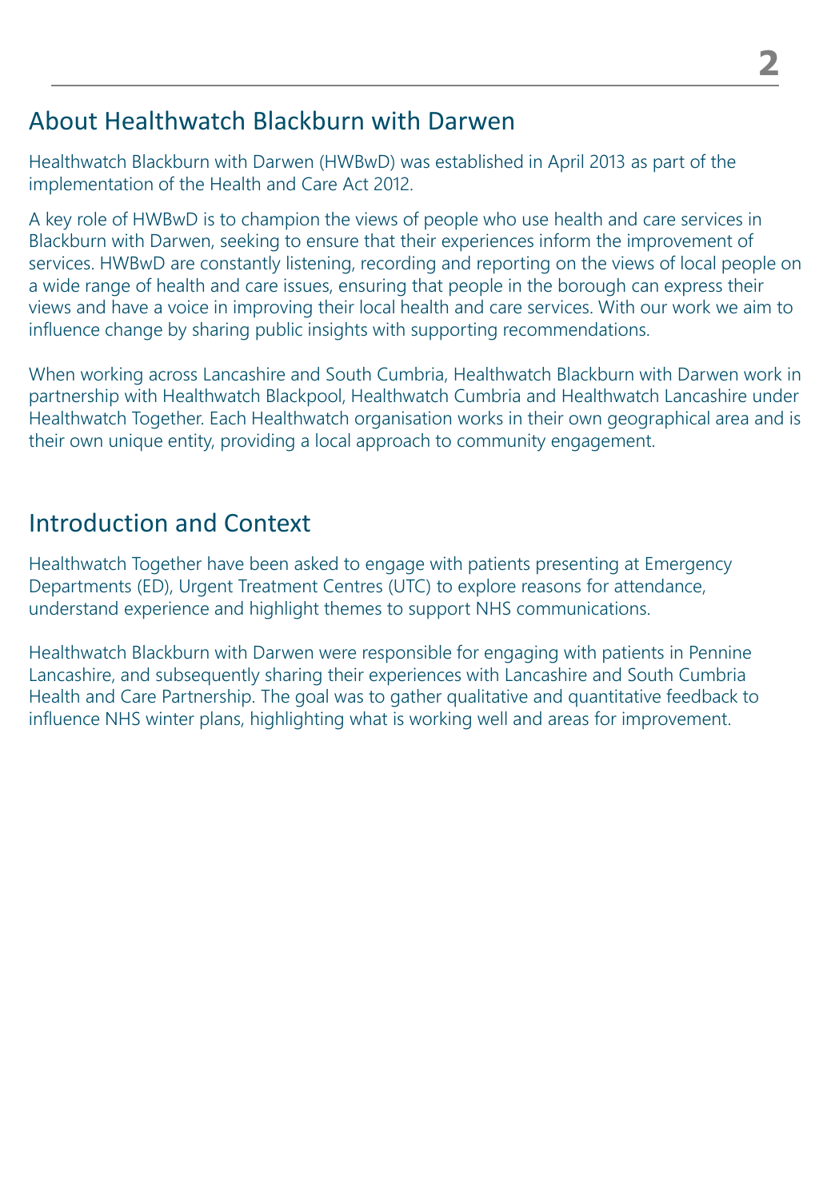## About Healthwatch Blackburn with Darwen

Healthwatch Blackburn with Darwen (HWBwD) was established in April 2013 as part of the implementation of the Health and Care Act 2012.

A key role of HWBwD is to champion the views of people who use health and care services in Blackburn with Darwen, seeking to ensure that their experiences inform the improvement of services. HWBwD are constantly listening, recording and reporting on the views of local people on a wide range of health and care issues, ensuring that people in the borough can express their views and have a voice in improving their local health and care services. With our work we aim to influence change by sharing public insights with supporting recommendations.

When working across Lancashire and South Cumbria, Healthwatch Blackburn with Darwen work in partnership with Healthwatch Blackpool, Healthwatch Cumbria and Healthwatch Lancashire under Healthwatch Together. Each Healthwatch organisation works in their own geographical area and is their own unique entity, providing a local approach to community engagement.

## Introduction and Context

Healthwatch Together have been asked to engage with patients presenting at Emergency Departments (ED), Urgent Treatment Centres (UTC) to explore reasons for attendance, understand experience and highlight themes to support NHS communications.

Healthwatch Blackburn with Darwen were responsible for engaging with patients in Pennine Lancashire, and subsequently sharing their experiences with Lancashire and South Cumbria Health and Care Partnership. The goal was to gather qualitative and quantitative feedback to influence NHS winter plans, highlighting what is working well and areas for improvement.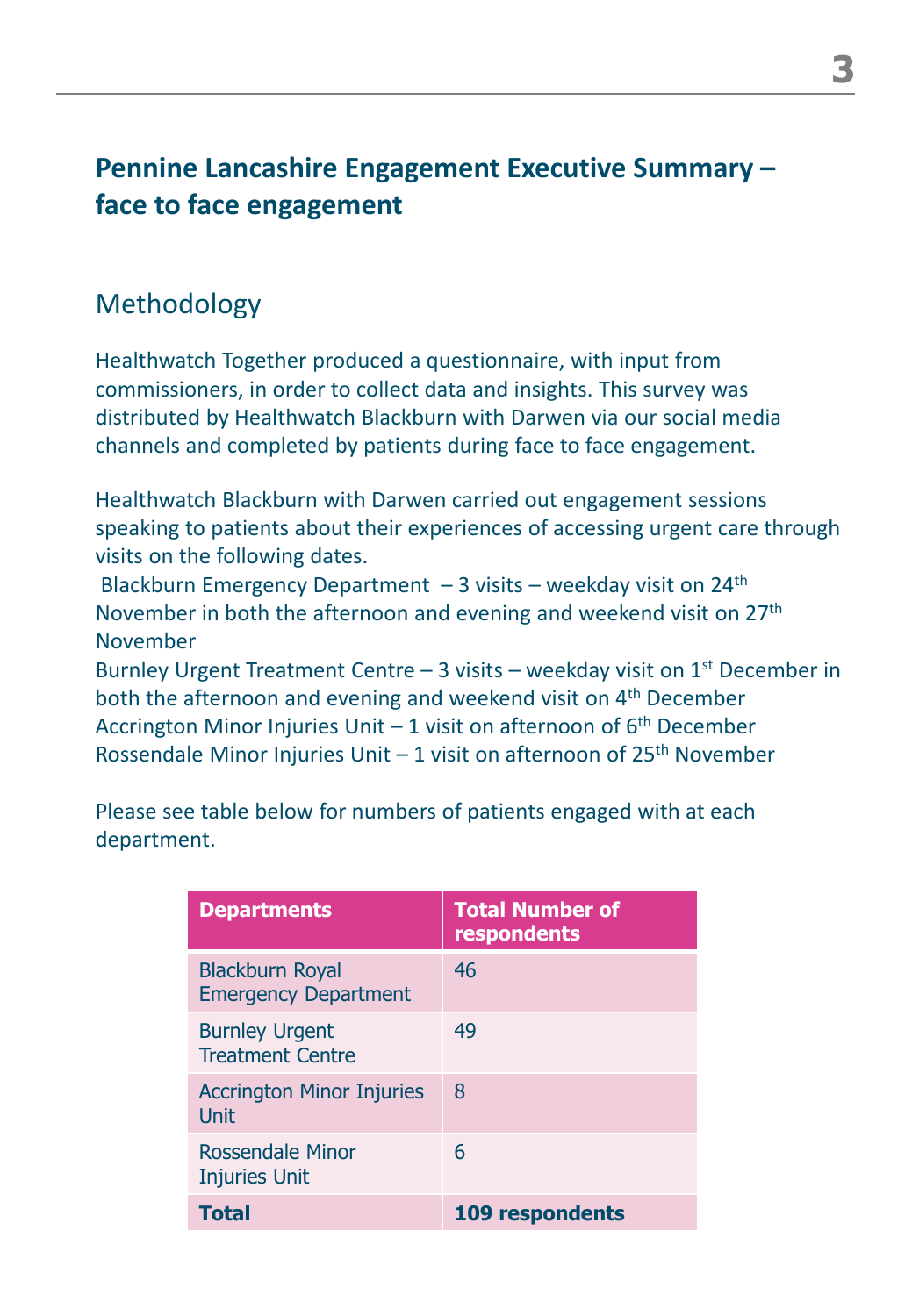## Pennine Lancashire Engagement Executive Summary – face to face engagement

### Methodology

Healthwatch Together produced a questionnaire, with input from commissioners, in order to collect data and insights. This survey was distributed by Healthwatch Blackburn with Darwen via our social media channels and completed by patients during face to face engagement.

Healthwatch Blackburn with Darwen carried out engagement sessions speaking to patients about their experiences of accessing urgent care through visits on the following dates.
Blackburn Emergency Department – 3 visits – weekday visit on 24th November in both the afternoon and evening and weekend visit on 27th November
Burnley Urgent Treatment Centre – 3 visits – weekday visit on 1st December in both the afternoon and evening and weekend visit on 4th December
Accrington Minor Injuries Unit – 1 visit on afternoon of 6th December
Rossendale Minor Injuries Unit – 1 visit on afternoon of 25th November

Please see table below for numbers of patients engaged with at each department.

| Departments | Total Number of respondents |
|---|---|
| Blackburn Royal Emergency Department | 46 |
| Burnley Urgent Treatment Centre | 49 |
| Accrington Minor Injuries Unit | 8 |
| Rossendale Minor Injuries Unit | 6 |
| **Total** | **109 respondents** |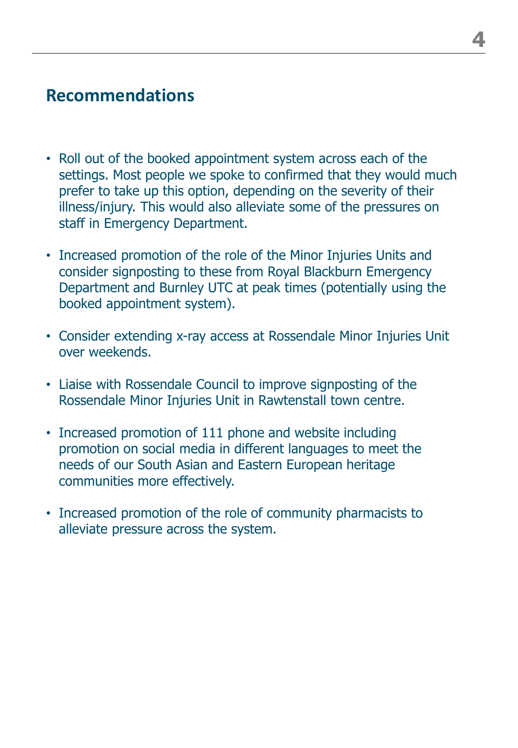## Recommendations

- Roll out of the booked appointment system across each of the settings. Most people we spoke to confirmed that they would much prefer to take up this option, depending on the severity of their illness/injury. This would also alleviate some of the pressures on staff in Emergency Department.
- Increased promotion of the role of the Minor Injuries Units and consider signposting to these from Royal Blackburn Emergency Department and Burnley UTC at peak times (potentially using the booked appointment system).
- Consider extending x-ray access at Rossendale Minor Injuries Unit over weekends.
- Liaise with Rossendale Council to improve signposting of the Rossendale Minor Injuries Unit in Rawtenstall town centre.
- Increased promotion of 111 phone and website including promotion on social media in different languages to meet the needs of our South Asian and Eastern European heritage communities more effectively.
- Increased promotion of the role of community pharmacists to alleviate pressure across the system.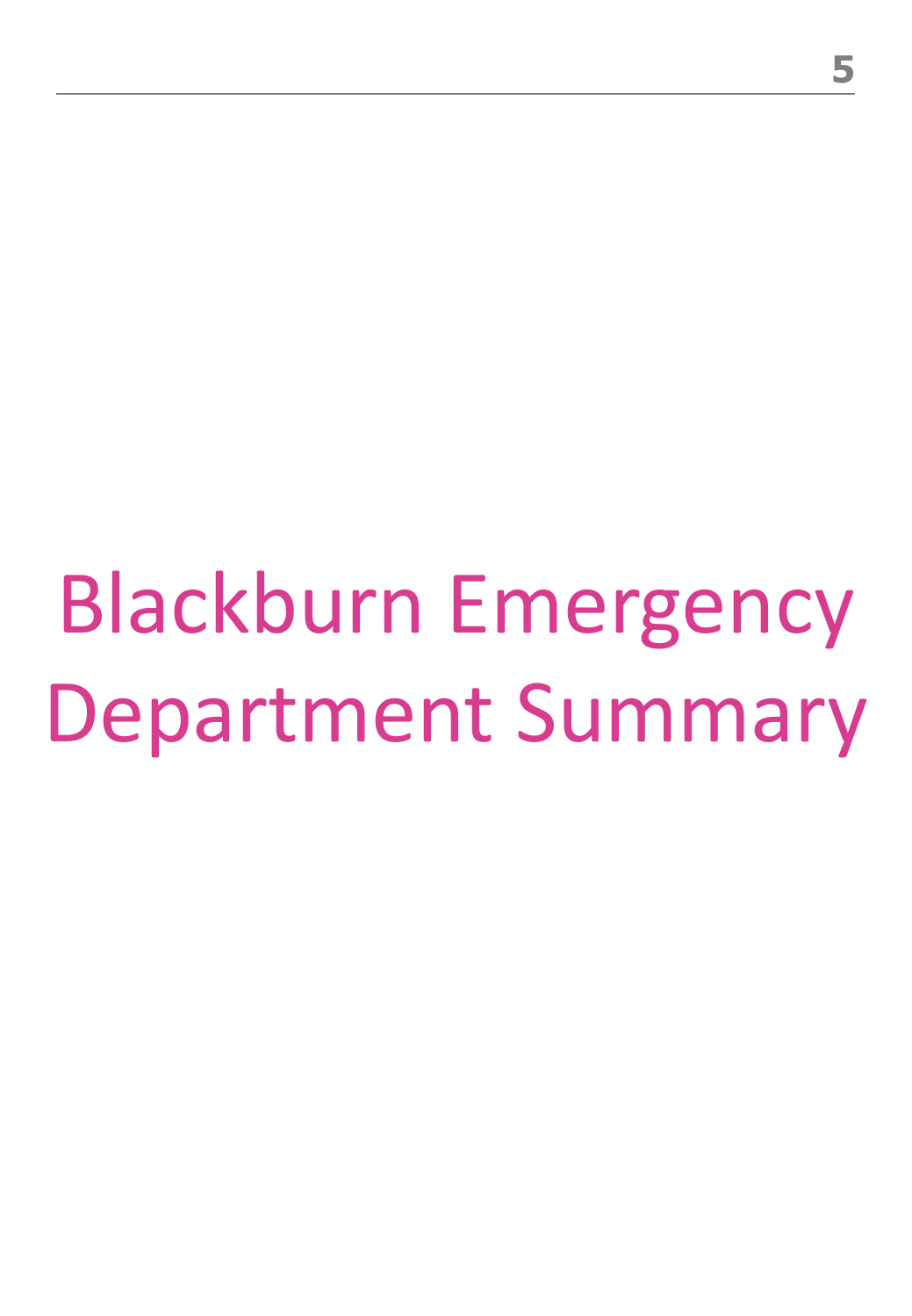# Blackburn Emergency Department Summary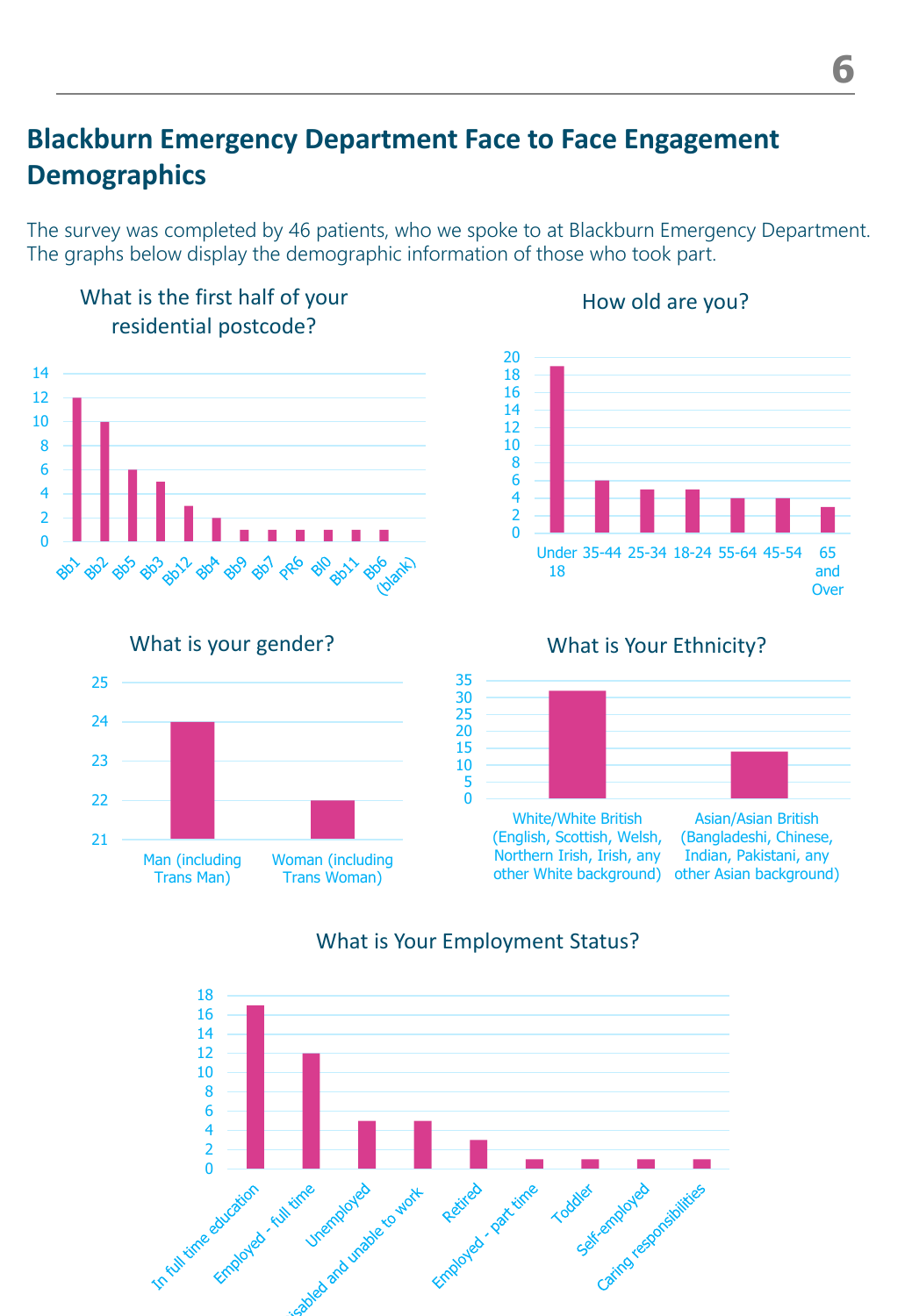## Blackburn Emergency Department Face to Face Engagement Demographics

The survey was completed by 46 patients, who we spoke to at Blackburn Emergency Department. The graphs below display the demographic information of those who took part.

### What is the first half of your residential postcode?

| Postcode | Count |
|---|---|
| Bb1 | 12 |
| Bb2 | 10 |
| Bb5 | 6 |
| Bb3 | 5 |
| Bb12 | 3 |
| Bb4 | 2 |
| Bb9 | 1 |
| Bb7 | 1 |
| PR6 | 1 |
| Bl0 | 1 |
| Bb11 | 1 |
| Bb6 | 1 |
| (blank) | |

### How old are you?

| Age | Count |
|---|---|
| Under 18 | 19 |
| 35-44 | 6 |
| 25-34 | 5 |
| 18-24 | 5 |
| 55-64 | 4 |
| 45-54 | 4 |
| 65 and Over | 3 |

### What is your gender?

| Gender | Count |
|---|---|
| Man (including Trans Man) | 24 |
| Woman (including Trans Woman) | 22 |

### What is Your Ethnicity?

| Ethnicity | Count |
|---|---|
| White/White British (English, Scottish, Welsh, Northern Irish, Irish, any other White background) | 32 |
| Asian/Asian British (Bangladeshi, Chinese, Indian, Pakistani, any other Asian background) | 14 |

### What is Your Employment Status?

| Employment Status | Count |
|---|---|
| In full time education | 17 |
| Employed - full time | 12 |
| Unemployed | 5 |
| Disabled and unable to work | 5 |
| Retired | 3 |
| Employed - part time | 1 |
| Toddler | 1 |
| Self-employed | 1 |
| Caring responsibilities | 1 |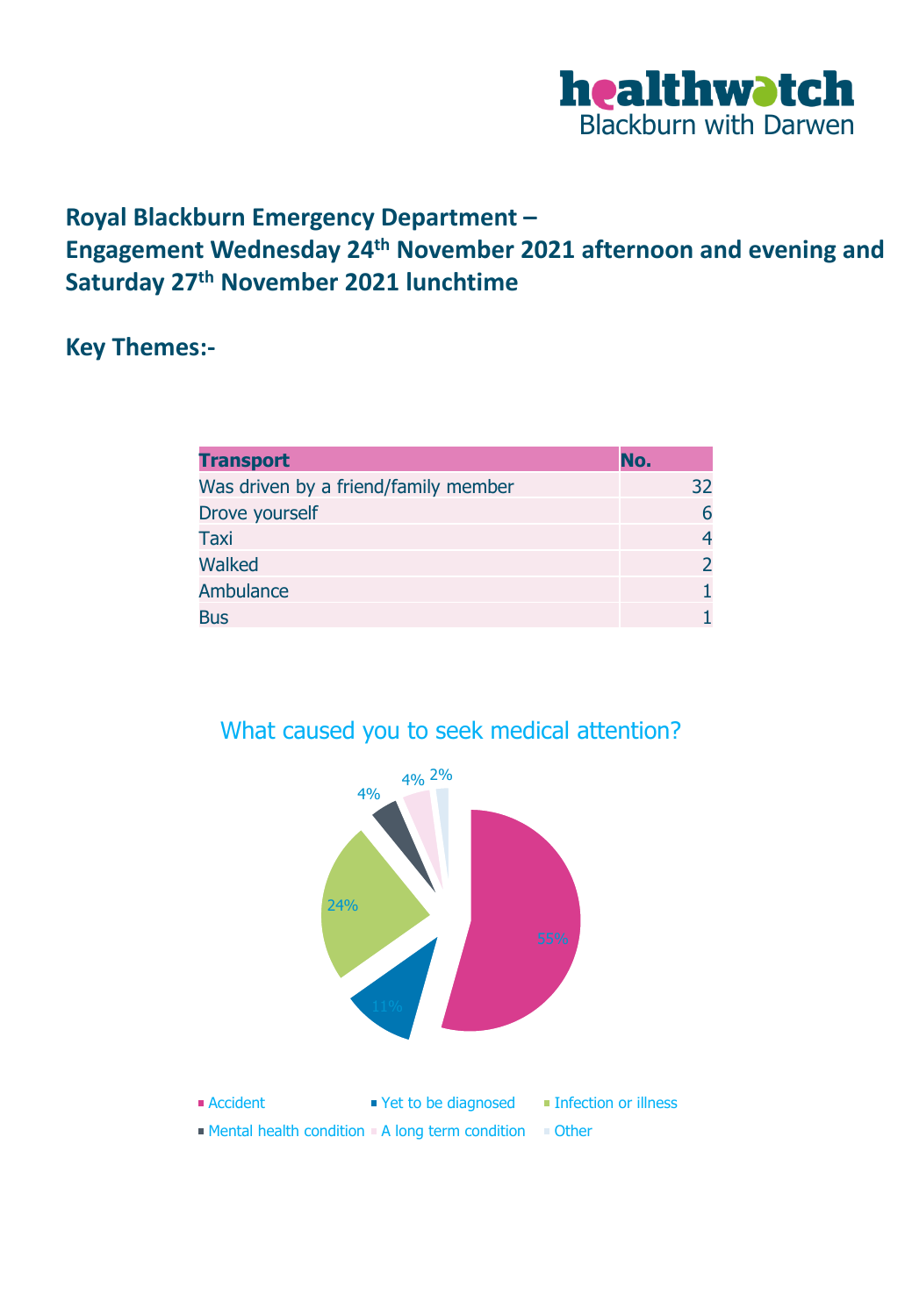# Royal Blackburn Emergency Department –
# Engagement Wednesday 24th November 2021 afternoon and evening and Saturday 27th November 2021 lunchtime

## Key Themes:-

| Transport | No. |
|---|---|
| Was driven by a friend/family member | 32 |
| Drove yourself | 6 |
| Taxi | 4 |
| Walked | 2 |
| Ambulance | 1 |
| Bus | 1 |

What caused you to seek medical attention?

| Cause | % |
|---|---|
| Accident | 55% |
| Yet to be diagnosed | 11% |
| Infection or illness | 24% |
| Mental health condition | 4% |
| A long term condition | 4% |
| Other | 2% |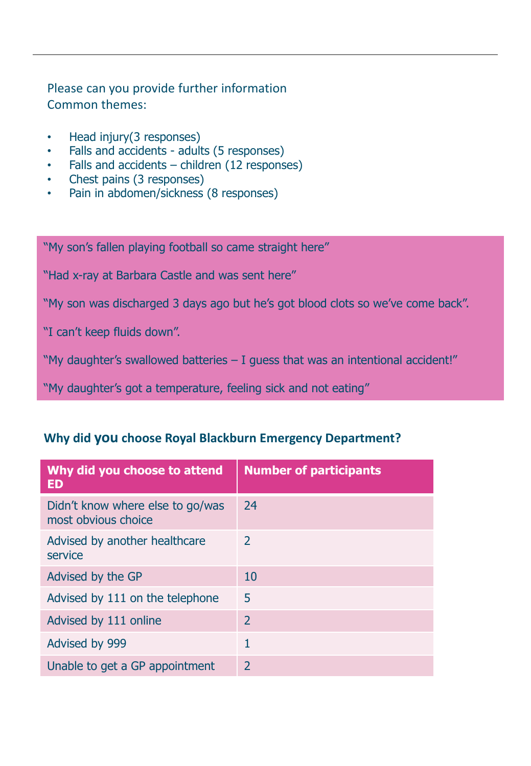Please can you provide further information
Common themes:

- Head injury(3 responses)
- Falls and accidents - adults (5 responses)
- Falls and accidents – children (12 responses)
- Chest pains (3 responses)
- Pain in abdomen/sickness (8 responses)

"My son's fallen playing football so came straight here"

"Had x-ray at Barbara Castle and was sent here"

"My son was discharged 3 days ago but he's got blood clots so we've come back".

"I can't keep fluids down".

"My daughter's swallowed batteries – I guess that was an intentional accident!"

"My daughter's got a temperature, feeling sick and not eating"

### Why did you choose Royal Blackburn Emergency Department?

| Why did you choose to attend ED | Number of participants |
|---|---|
| Didn't know where else to go/was most obvious choice | 24 |
| Advised by another healthcare service | 2 |
| Advised by the GP | 10 |
| Advised by 111 on the telephone | 5 |
| Advised by 111 online | 2 |
| Advised by 999 | 1 |
| Unable to get a GP appointment | 2 |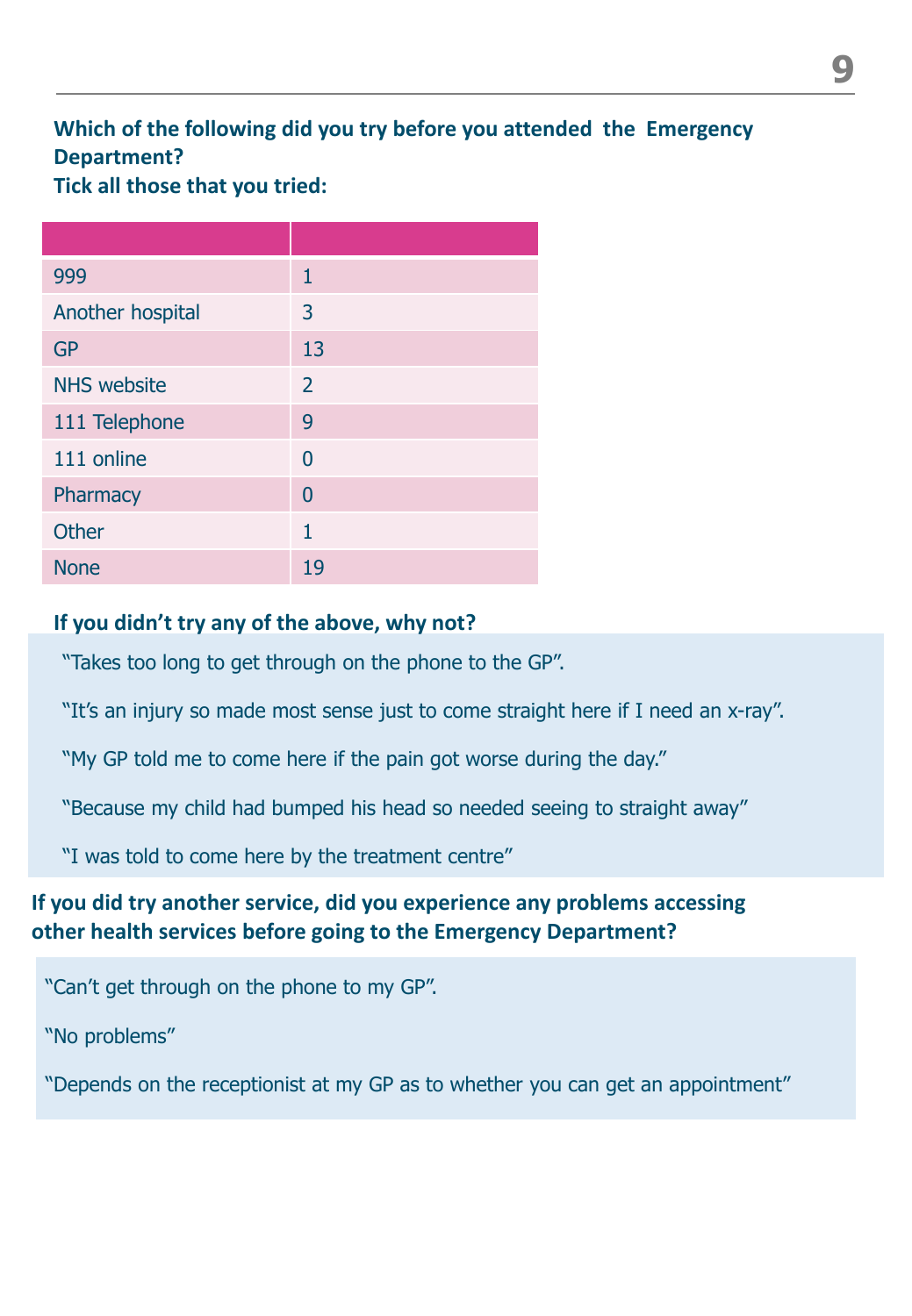**Which of the following did you try before you attended the Emergency Department?**
**Tick all those that you tried:**

| | |
|---|---|
| 999 | 1 |
| Another hospital | 3 |
| GP | 13 |
| NHS website | 2 |
| 111 Telephone | 9 |
| 111 online | 0 |
| Pharmacy | 0 |
| Other | 1 |
| None | 19 |

**If you didn't try any of the above, why not?**

"Takes too long to get through on the phone to the GP".

"It's an injury so made most sense just to come straight here if I need an x-ray".

"My GP told me to come here if the pain got worse during the day."

"Because my child had bumped his head so needed seeing to straight away"

"I was told to come here by the treatment centre"

**If you did try another service, did you experience any problems accessing other health services before going to the Emergency Department?**

"Can't get through on the phone to my GP".

"No problems"

"Depends on the receptionist at my GP as to whether you can get an appointment"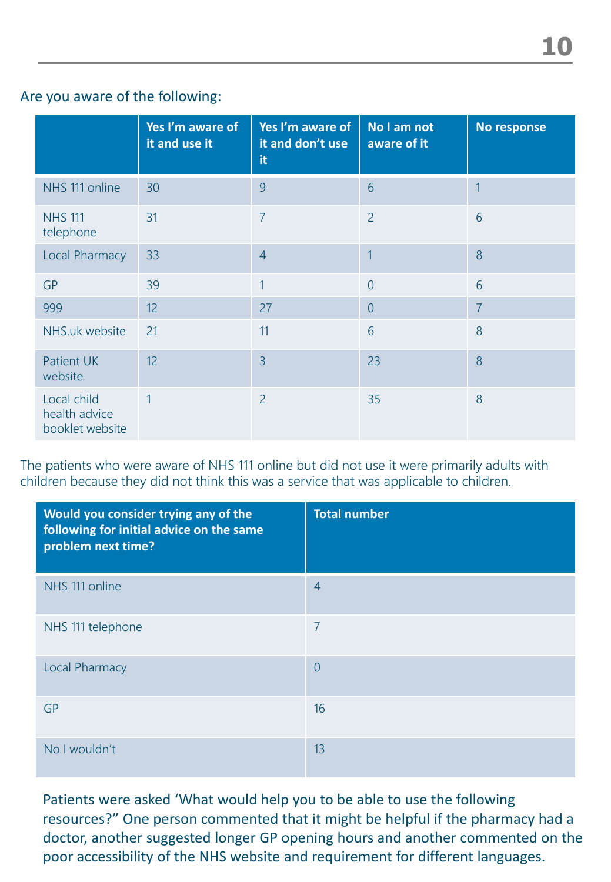Are you aware of the following:

| | Yes I'm aware of it and use it | Yes I'm aware of it and don't use it | No I am not aware of it | No response |
|---|---|---|---|---|
| NHS 111 online | 30 | 9 | 6 | 1 |
| NHS 111 telephone | 31 | 7 | 2 | 6 |
| Local Pharmacy | 33 | 4 | 1 | 8 |
| GP | 39 | 1 | 0 | 6 |
| 999 | 12 | 27 | 0 | 7 |
| NHS.uk website | 21 | 11 | 6 | 8 |
| Patient UK website | 12 | 3 | 23 | 8 |
| Local child health advice booklet website | 1 | 2 | 35 | 8 |

The patients who were aware of NHS 111 online but did not use it were primarily adults with children because they did not think this was a service that was applicable to children.

| Would you consider trying any of the following for initial advice on the same problem next time? | Total number |
|---|---|
| NHS 111 online | 4 |
| NHS 111 telephone | 7 |
| Local Pharmacy | 0 |
| GP | 16 |
| No I wouldn't | 13 |

Patients were asked 'What would help you to be able to use the following resources?" One person commented that it might be helpful if the pharmacy had a doctor, another suggested longer GP opening hours and another commented on the poor accessibility of the NHS website and requirement for different languages.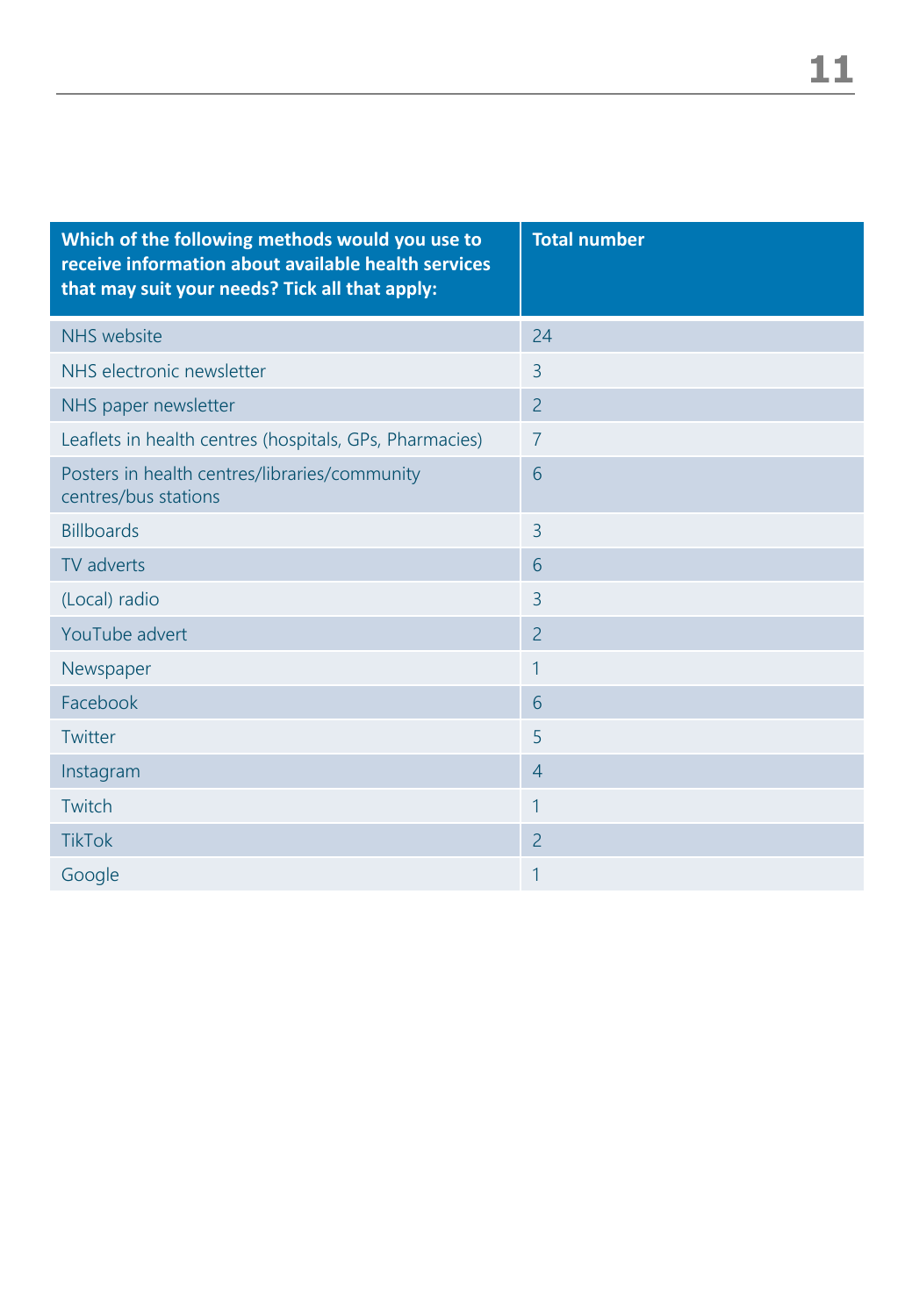| Which of the following methods would you use to receive information about available health services that may suit your needs? Tick all that apply: | Total number |
|---|---|
| NHS website | 24 |
| NHS electronic newsletter | 3 |
| NHS paper newsletter | 2 |
| Leaflets in health centres (hospitals, GPs, Pharmacies) | 7 |
| Posters in health centres/libraries/community centres/bus stations | 6 |
| Billboards | 3 |
| TV adverts | 6 |
| (Local) radio | 3 |
| YouTube advert | 2 |
| Newspaper | 1 |
| Facebook | 6 |
| Twitter | 5 |
| Instagram | 4 |
| Twitch | 1 |
| TikTok | 2 |
| Google | 1 |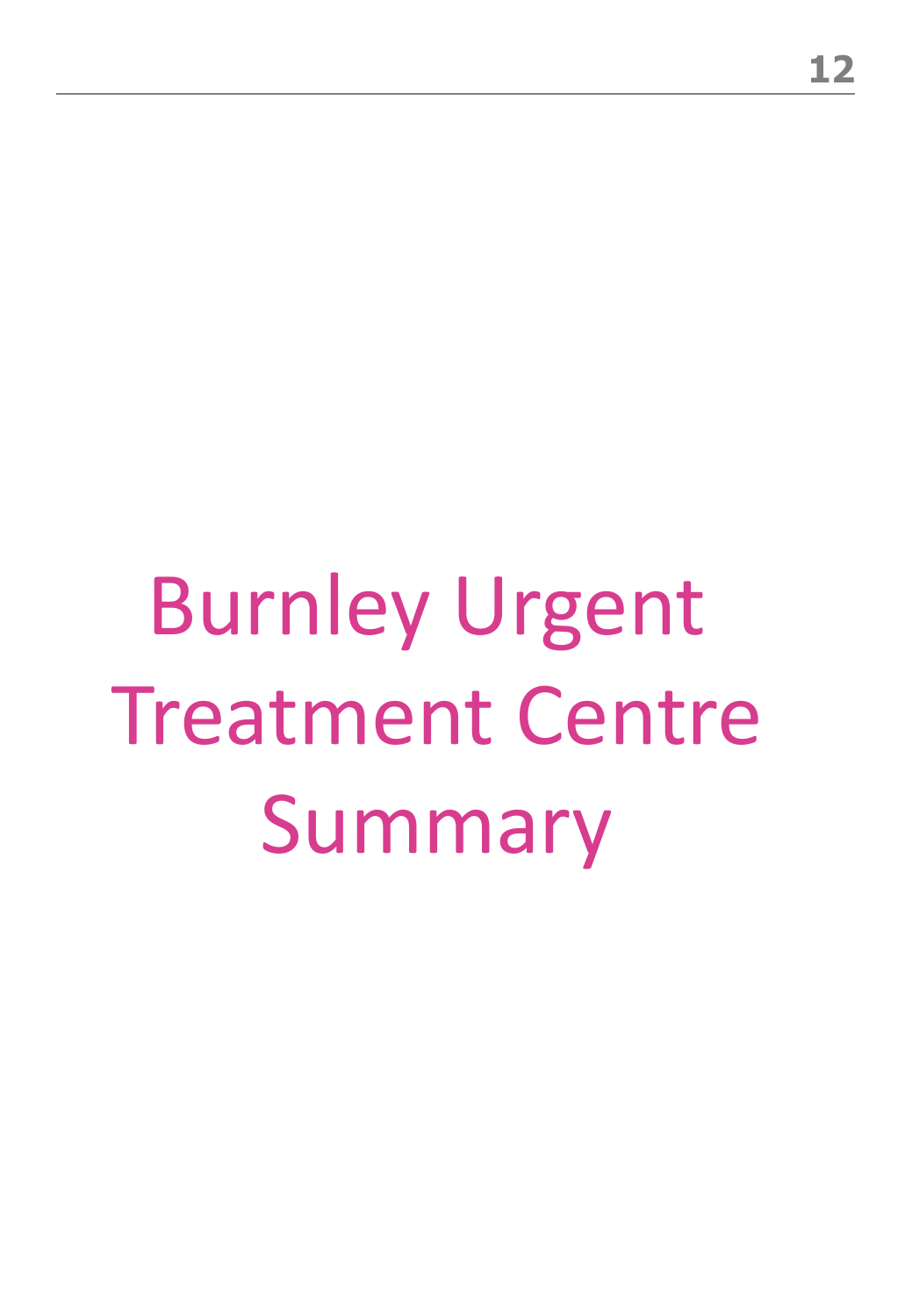# Burnley Urgent Treatment Centre Summary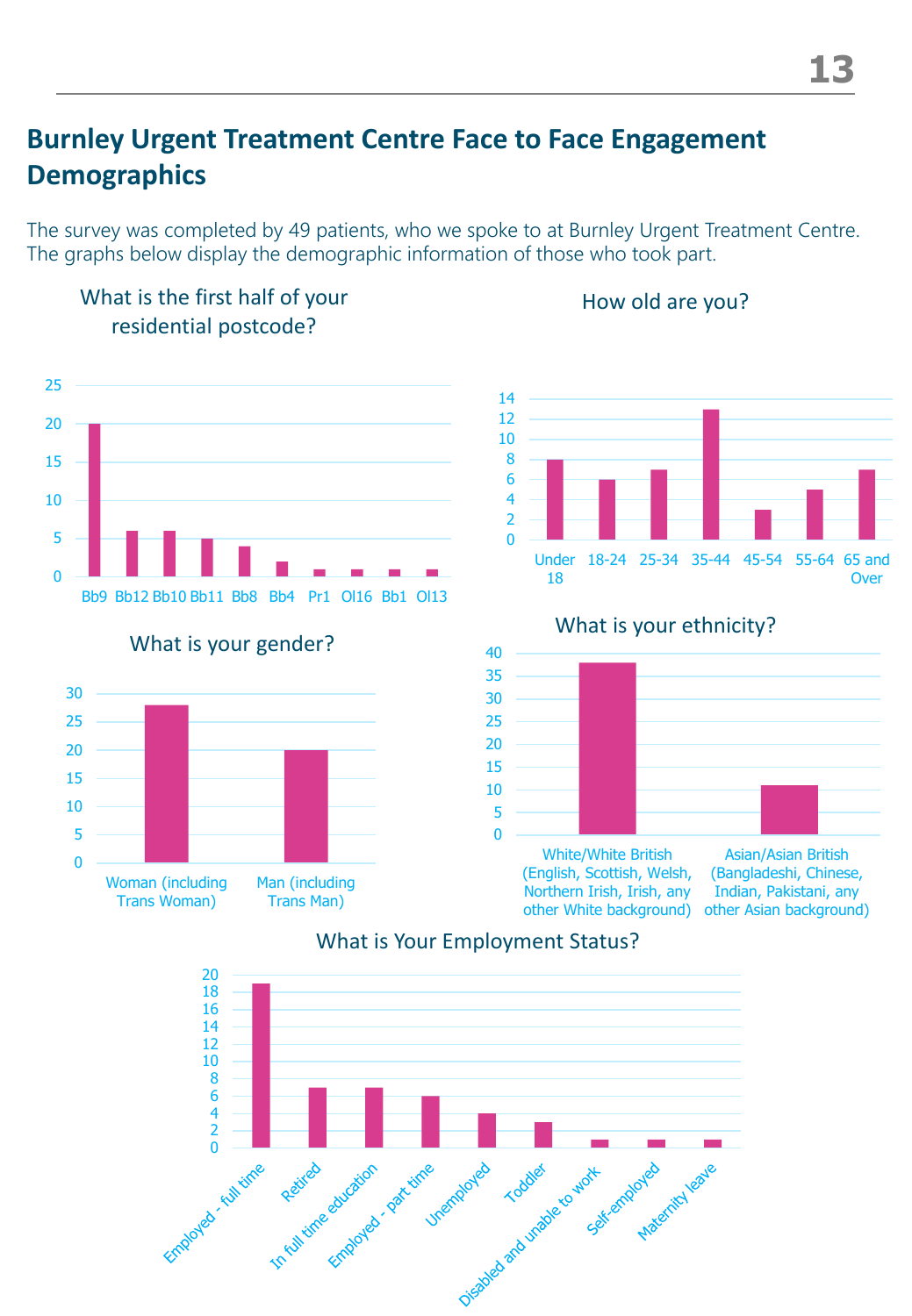## Burnley Urgent Treatment Centre Face to Face Engagement Demographics

The survey was completed by 49 patients, who we spoke to at Burnley Urgent Treatment Centre. The graphs below display the demographic information of those who took part.

### What is the first half of your residential postcode?

| Postcode | Count |
|---|---|
| Bb9 | 20 |
| Bb12 | 6 |
| Bb10 | 6 |
| Bb11 | 5 |
| Bb8 | 4 |
| Bb4 | 2 |
| Pr1 | 1 |
| Ol16 | 1 |
| Bb1 | 1 |
| Ol13 | 1 |

### How old are you?

| Age | Count |
|---|---|
| Under 18 | 8 |
| 18-24 | 6 |
| 25-34 | 7 |
| 35-44 | 13 |
| 45-54 | 3 |
| 55-64 | 5 |
| 65 and Over | 7 |

### What is your gender?

| Gender | Count |
|---|---|
| Woman (including Trans Woman) | 28 |
| Man (including Trans Man) | 20 |

### What is your ethnicity?

| Ethnicity | Count |
|---|---|
| White/White British (English, Scottish, Welsh, Northern Irish, Irish, any other White background) | 38 |
| Asian/Asian British (Bangladeshi, Chinese, Indian, Pakistani, any other Asian background) | 11 |

### What is Your Employment Status?

| Employment Status | Count |
|---|---|
| Employed - full time | 19 |
| Retired | 7 |
| In full time education | 7 |
| Employed - part time | 6 |
| Unemployed | 4 |
| Toddler | 3 |
| Disabled and unable to work | 1 |
| Self-employed | 1 |
| Maternity leave | 1 |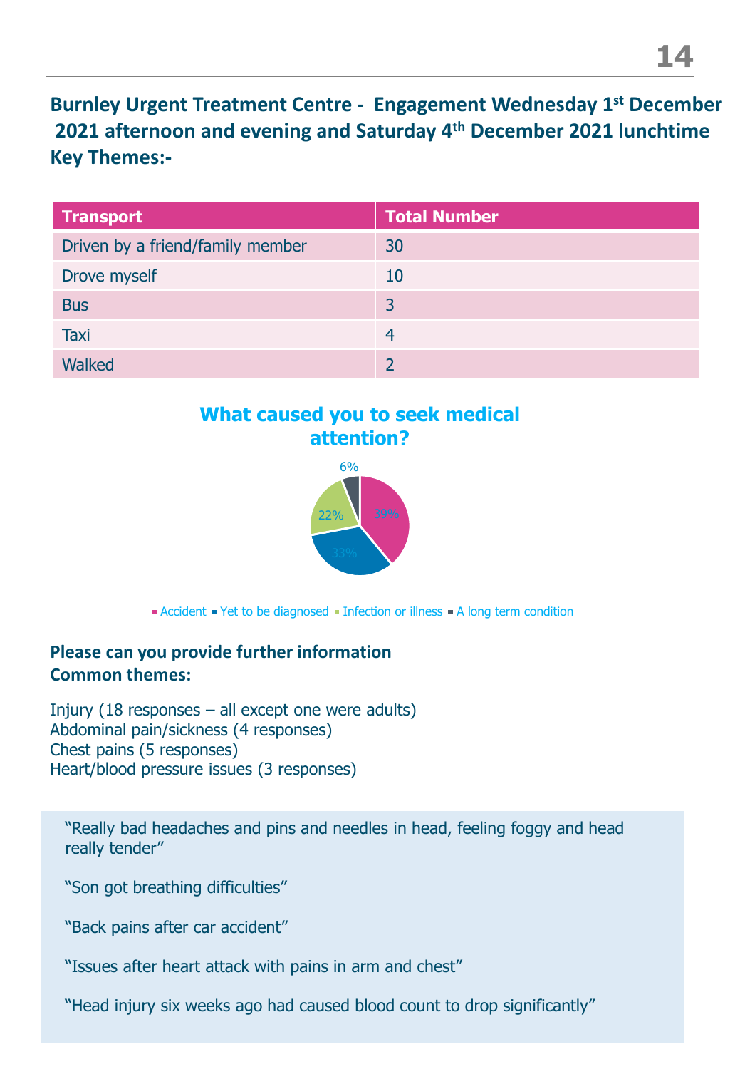## Burley Urgent Treatment Centre - Engagement Wednesday 1st December 2021 afternoon and evening and Saturday 4th December 2021 lunchtime Key Themes:-

| Transport | Total Number |
|---|---|
| Driven by a friend/family member | 30 |
| Drove myself | 10 |
| Bus | 3 |
| Taxi | 4 |
| Walked | 2 |

### What caused you to seek medical attention?

- Accident: 39%
- Yet to be diagnosed: 33%
- Infection or illness: 22%
- A long term condition: 6%

**Please can you provide further information**
**Common themes:**

Injury (18 responses – all except one were adults)
Abdominal pain/sickness (4 responses)
Chest pains (5 responses)
Heart/blood pressure issues (3 responses)

"Really bad headaches and pins and needles in head, feeling foggy and head really tender"

"Son got breathing difficulties"

"Back pains after car accident"

"Issues after heart attack with pains in arm and chest"

"Head injury six weeks ago had caused blood count to drop significantly"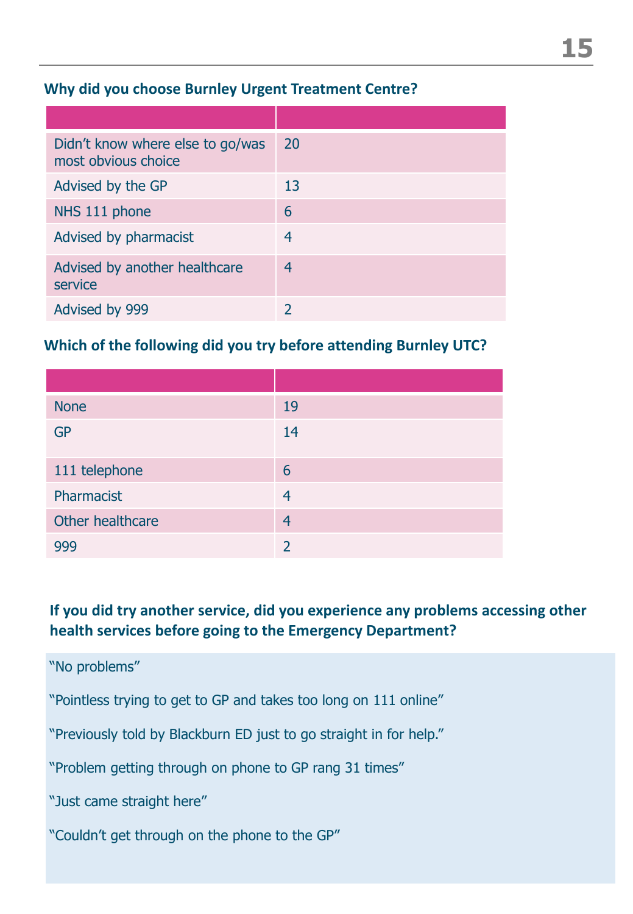### Why did you choose Burnley Urgent Treatment Centre?

| | |
|---|---|
| Didn't know where else to go/was most obvious choice | 20 |
| Advised by the GP | 13 |
| NHS 111 phone | 6 |
| Advised by pharmacist | 4 |
| Advised by another healthcare service | 4 |
| Advised by 999 | 2 |

### Which of the following did you try before attending Burnley UTC?

| | |
|---|---|
| None | 19 |
| GP | 14 |
| 111 telephone | 6 |
| Pharmacist | 4 |
| Other healthcare | 4 |
| 999 | 2 |

### If you did try another service, did you experience any problems accessing other health services before going to the Emergency Department?

"No problems"

"Pointless trying to get to GP and takes too long on 111 online"

"Previously told by Blackburn ED just to go straight in for help."

"Problem getting through on phone to GP rang 31 times"

"Just came straight here"

"Couldn't get through on the phone to the GP"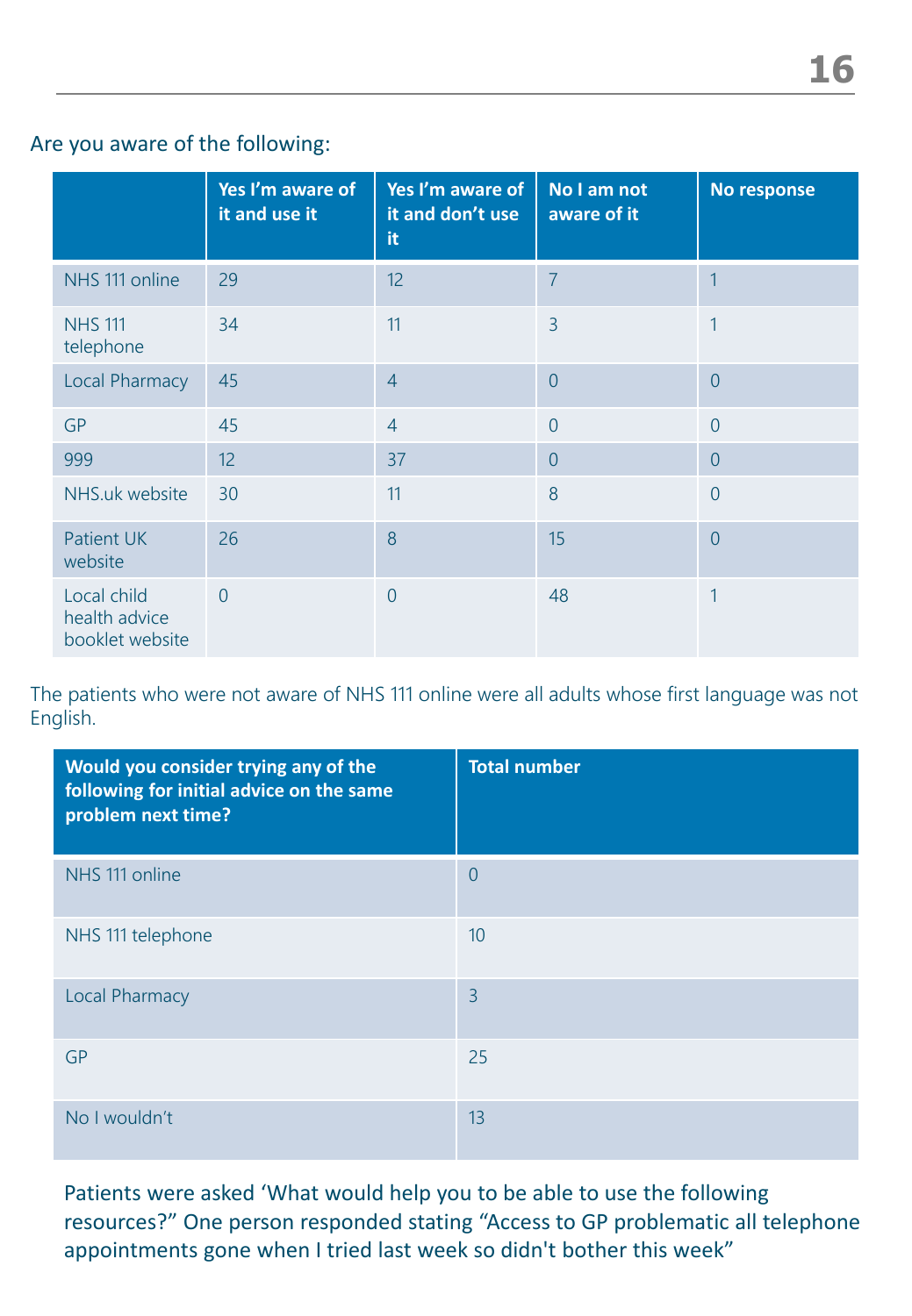Are you aware of the following:

| | Yes I'm aware of it and use it | Yes I'm aware of it and don't use it | No I am not aware of it | No response |
|---|---|---|---|---|
| NHS 111 online | 29 | 12 | 7 | 1 |
| NHS 111 telephone | 34 | 11 | 3 | 1 |
| Local Pharmacy | 45 | 4 | 0 | 0 |
| GP | 45 | 4 | 0 | 0 |
| 999 | 12 | 37 | 0 | 0 |
| NHS.uk website | 30 | 11 | 8 | 0 |
| Patient UK website | 26 | 8 | 15 | 0 |
| Local child health advice booklet website | 0 | 0 | 48 | 1 |

The patients who were not aware of NHS 111 online were all adults whose first language was not English.

| Would you consider trying any of the following for initial advice on the same problem next time? | Total number |
|---|---|
| NHS 111 online | 0 |
| NHS 111 telephone | 10 |
| Local Pharmacy | 3 |
| GP | 25 |
| No I wouldn't | 13 |

Patients were asked 'What would help you to be able to use the following resources?" One person responded stating "Access to GP problematic all telephone appointments gone when I tried last week so didn't bother this week"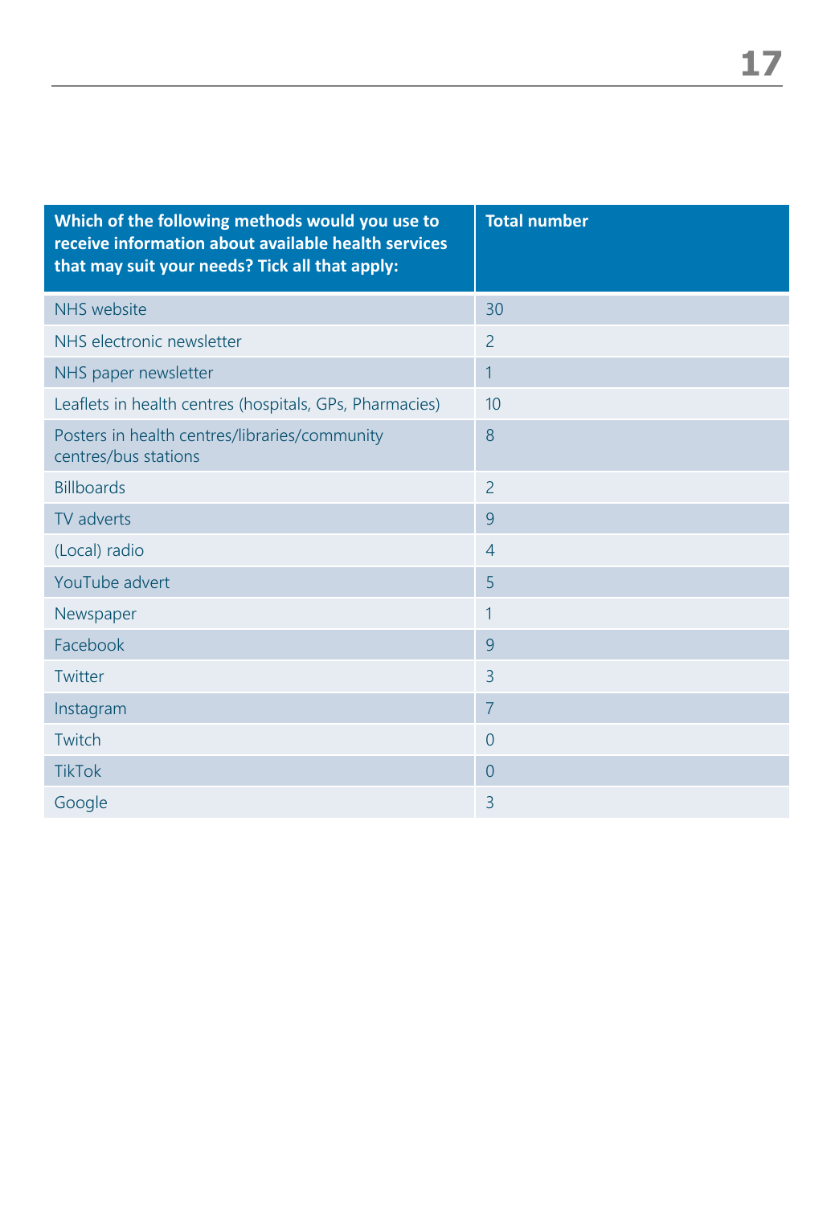| Which of the following methods would you use to receive information about available health services that may suit your needs? Tick all that apply: | Total number |
|---|---|
| NHS website | 30 |
| NHS electronic newsletter | 2 |
| NHS paper newsletter | 1 |
| Leaflets in health centres (hospitals, GPs, Pharmacies) | 10 |
| Posters in health centres/libraries/community centres/bus stations | 8 |
| Billboards | 2 |
| TV adverts | 9 |
| (Local) radio | 4 |
| YouTube advert | 5 |
| Newspaper | 1 |
| Facebook | 9 |
| Twitter | 3 |
| Instagram | 7 |
| Twitch | 0 |
| TikTok | 0 |
| Google | 3 |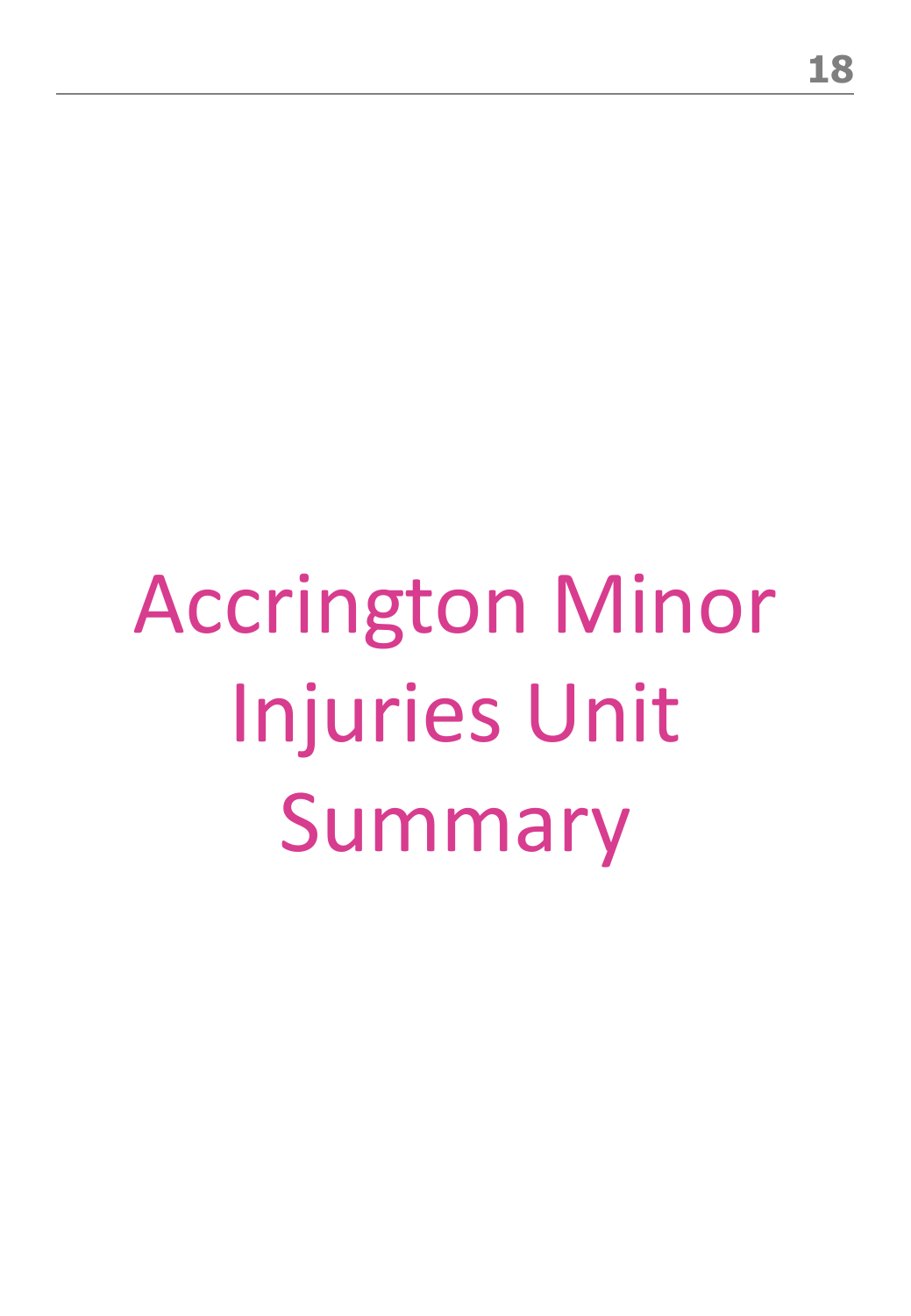# Accrington Minor Injuries Unit Summary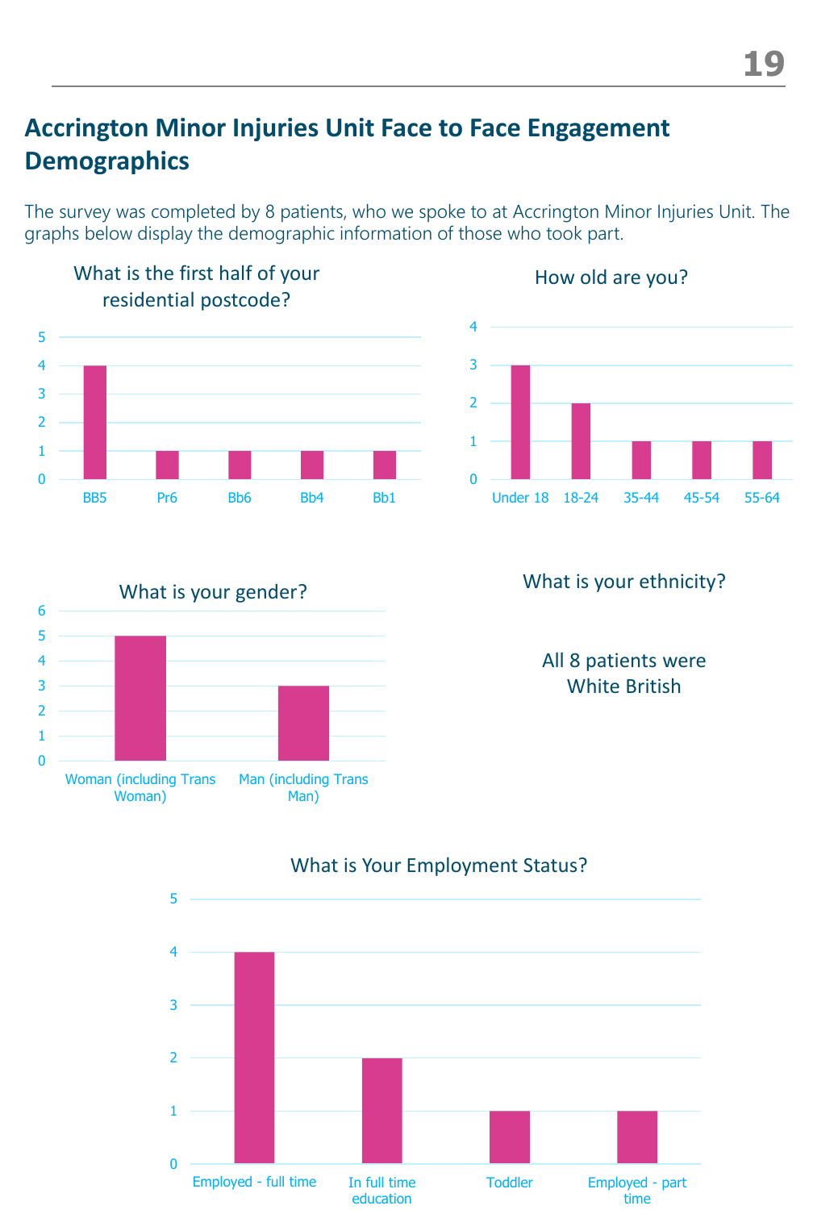## Accrington Minor Injuries Unit Face to Face Engagement Demographics

The survey was completed by 8 patients, who we spoke to at Accrington Minor Injuries Unit. The graphs below display the demographic information of those who took part.

### What is the first half of your residential postcode?

| Postcode | Count |
|---|---|
| BB5 | 4 |
| Pr6 | 1 |
| Bb6 | 1 |
| Bb4 | 1 |
| Bb1 | 1 |

### How old are you?

| Age | Count |
|---|---|
| Under 18 | 3 |
| 18-24 | 2 |
| 35-44 | 1 |
| 45-54 | 1 |
| 55-64 | 1 |

### What is your gender?

| Gender | Count |
|---|---|
| Woman (including Trans Woman) | 5 |
| Man (including Trans Man) | 3 |

### What is your ethnicity?

All 8 patients were White British

### What is Your Employment Status?

| Employment Status | Count |
|---|---|
| Employed - full time | 4 |
| In full time education | 2 |
| Toddler | 1 |
| Employed - part time | 1 |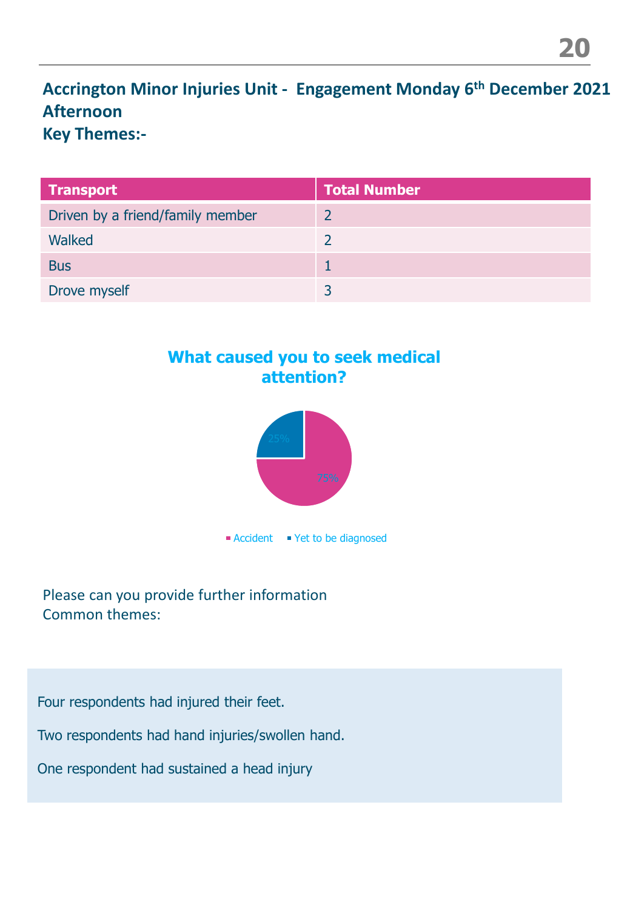## Accrington Minor Injuries Unit - Engagement Monday 6th December 2021 Afternoon

### Key Themes:-

| Transport | Total Number |
|---|---|
| Driven by a friend/family member | 2 |
| Walked | 2 |
| Bus | 1 |
| Drove myself | 3 |

**What caused you to seek medical attention?**

- Accident: 75%
- Yet to be diagnosed: 25%

Please can you provide further information
Common themes:

Four respondents had injured their feet.

Two respondents had hand injuries/swollen hand.

One respondent had sustained a head injury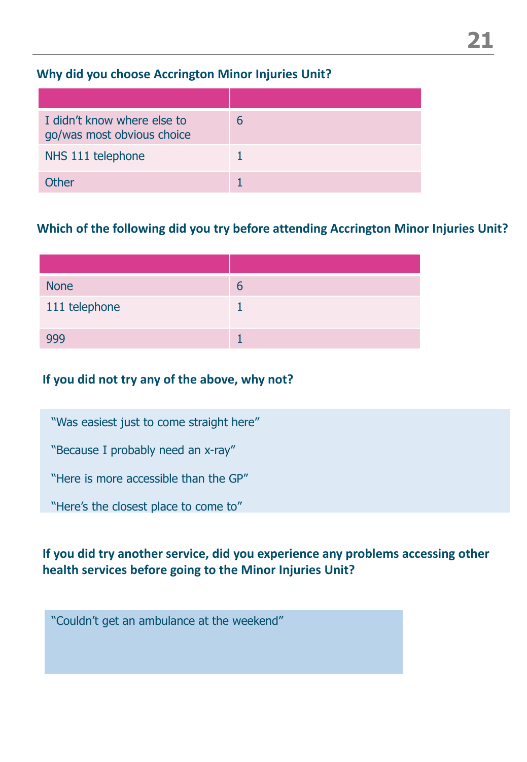### Why did you choose Accrington Minor Injuries Unit?

| | |
|---|---|
| I didn't know where else to go/was most obvious choice | 6 |
| NHS 111 telephone | 1 |
| Other | 1 |

### Which of the following did you try before attending Accrington Minor Injuries Unit?

| | |
|---|---|
| None | 6 |
| 111 telephone | 1 |
| 999 | 1 |

### If you did not try any of the above, why not?

"Was easiest just to come straight here"

"Because I probably need an x-ray"

"Here is more accessible than the GP"

"Here's the closest place to come to"

### If you did try another service, did you experience any problems accessing other health services before going to the Minor Injuries Unit?

"Couldn't get an ambulance at the weekend"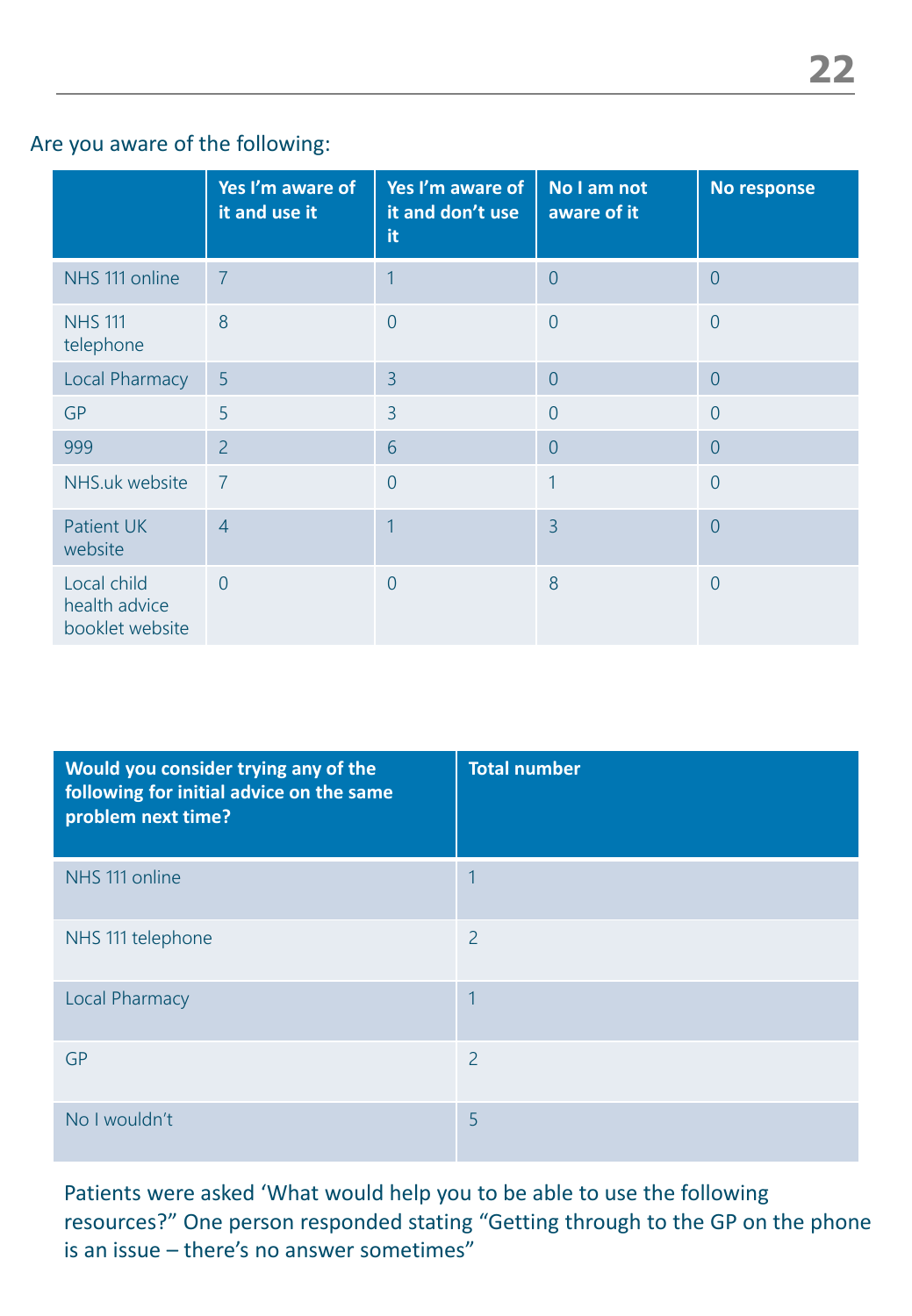Are you aware of the following:

| | Yes I'm aware of it and use it | Yes I'm aware of it and don't use it | No I am not aware of it | No response |
|---|---|---|---|---|
| NHS 111 online | 7 | 1 | 0 | 0 |
| NHS 111 telephone | 8 | 0 | 0 | 0 |
| Local Pharmacy | 5 | 3 | 0 | 0 |
| GP | 5 | 3 | 0 | 0 |
| 999 | 2 | 6 | 0 | 0 |
| NHS.uk website | 7 | 0 | 1 | 0 |
| Patient UK website | 4 | 1 | 3 | 0 |
| Local child health advice booklet website | 0 | 0 | 8 | 0 |

| Would you consider trying any of the following for initial advice on the same problem next time? | Total number |
|---|---|
| NHS 111 online | 1 |
| NHS 111 telephone | 2 |
| Local Pharmacy | 1 |
| GP | 2 |
| No I wouldn't | 5 |

Patients were asked 'What would help you to be able to use the following resources?" One person responded stating "Getting through to the GP on the phone is an issue – there's no answer sometimes"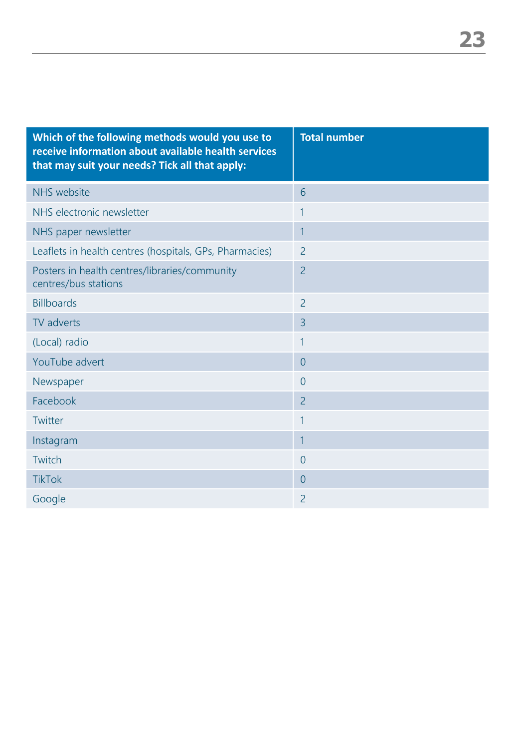| Which of the following methods would you use to receive information about available health services that may suit your needs? Tick all that apply: | Total number |
|---|---|
| NHS website | 6 |
| NHS electronic newsletter | 1 |
| NHS paper newsletter | 1 |
| Leaflets in health centres (hospitals, GPs, Pharmacies) | 2 |
| Posters in health centres/libraries/community centres/bus stations | 2 |
| Billboards | 2 |
| TV adverts | 3 |
| (Local) radio | 1 |
| YouTube advert | 0 |
| Newspaper | 0 |
| Facebook | 2 |
| Twitter | 1 |
| Instagram | 1 |
| Twitch | 0 |
| TikTok | 0 |
| Google | 2 |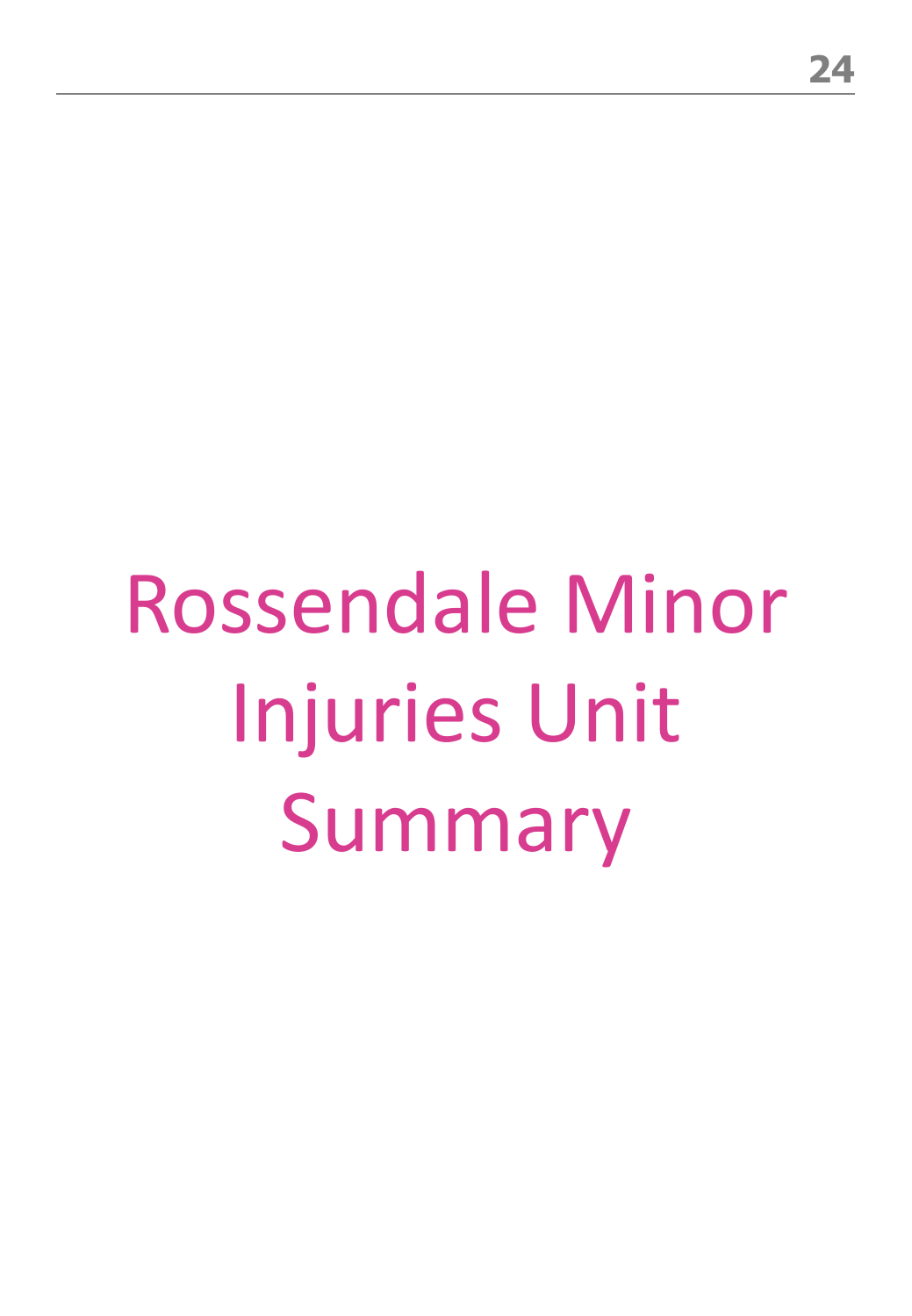# Rossendale Minor Injuries Unit Summary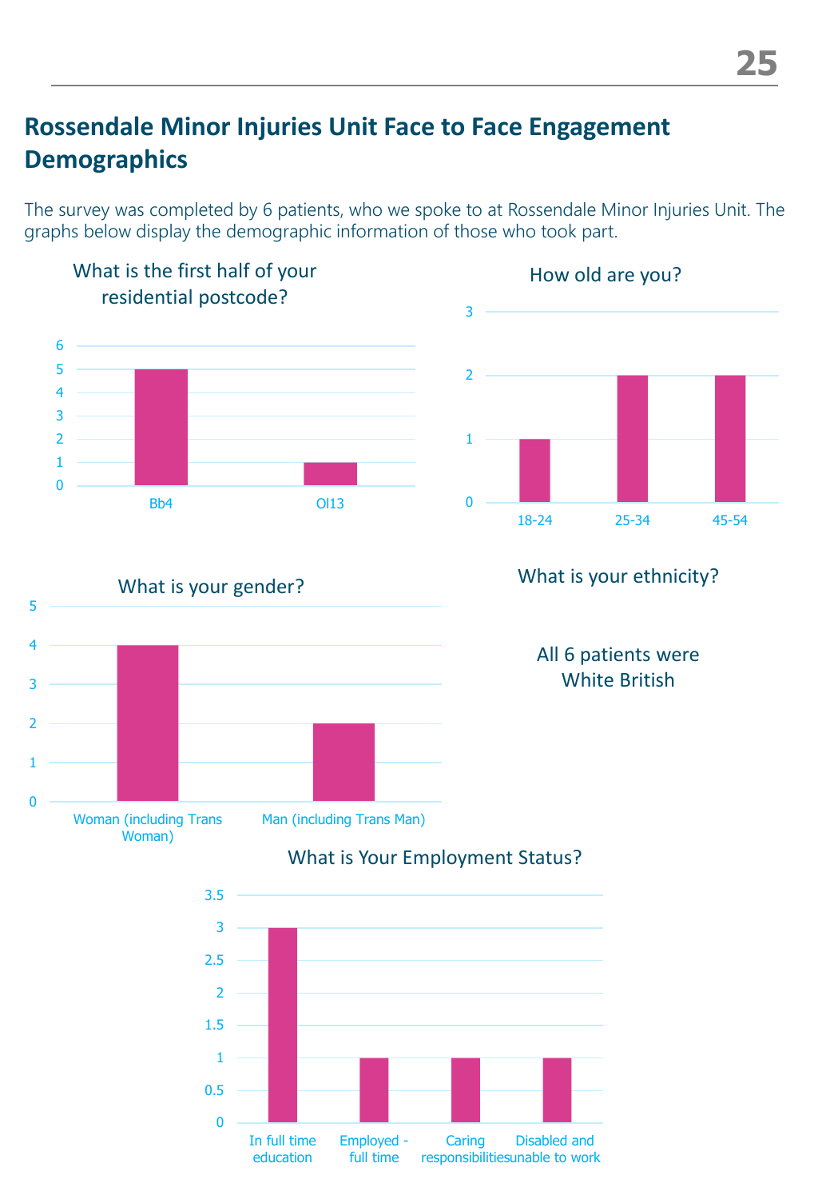## Rossendale Minor Injuries Unit Face to Face Engagement Demographics

The survey was completed by 6 patients, who we spoke to at Rossendale Minor Injuries Unit. The graphs below display the demographic information of those who took part.

**What is the first half of your residential postcode?**

| Postcode | Count |
|---|---|
| Bb4 | 5 |
| Ol13 | 1 |

**How old are you?**

| Age | Count |
|---|---|
| 18-24 | 1 |
| 25-34 | 2 |
| 45-54 | 2 |

**What is your gender?**

| Gender | Count |
|---|---|
| Woman (including Trans Woman) | 4 |
| Man (including Trans Man) | 2 |

**What is your ethnicity?**

All 6 patients were White British

**What is Your Employment Status?**

| Employment Status | Count |
|---|---|
| In full time education | 3 |
| Employed - full time | 1 |
| Caring responsibilities | 1 |
| Disabled and unable to work | 1 |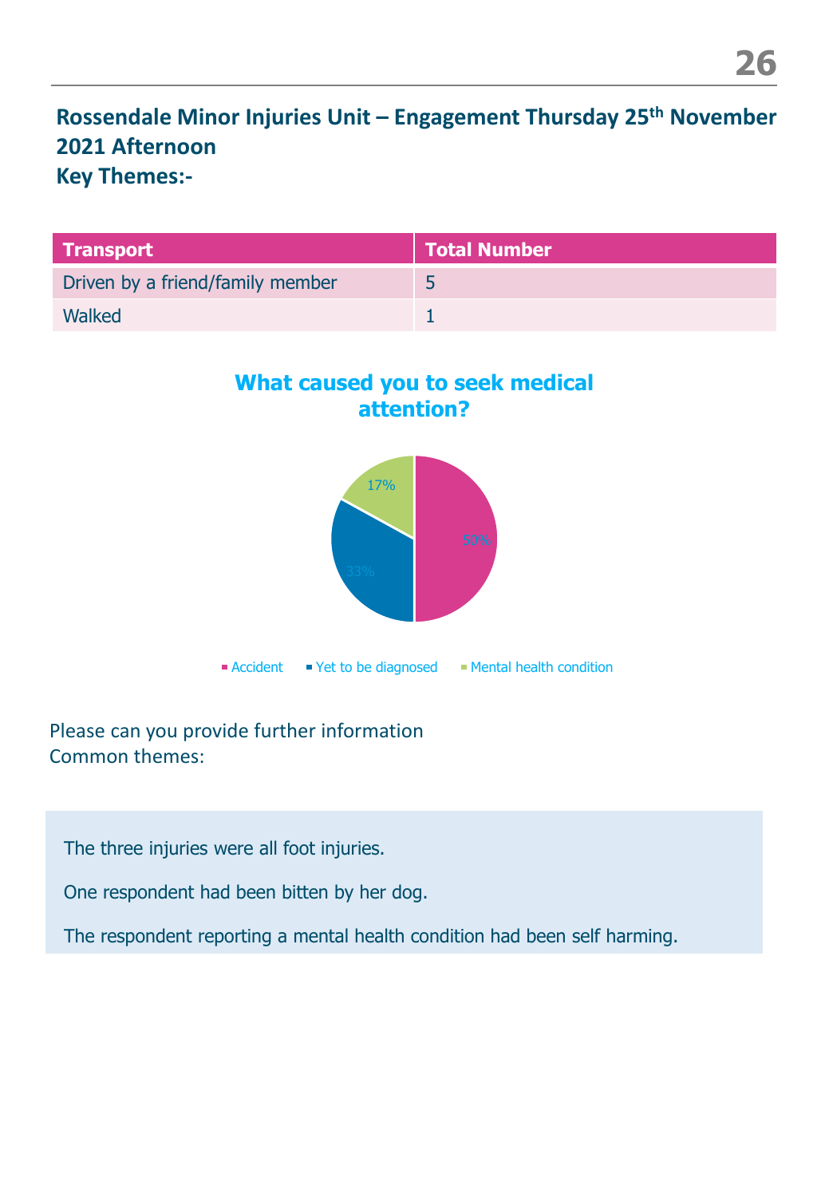## Rossendale Minor Injuries Unit – Engagement Thursday 25th November 2021 Afternoon

**Key Themes:-**

| Transport | Total Number |
|---|---|
| Driven by a friend/family member | 5 |
| Walked | 1 |

**What caused you to seek medical attention?**

- Accident: 50%
- Yet to be diagnosed: 33%
- Mental health condition: 17%

Please can you provide further information
Common themes:

The three injuries were all foot injuries.

One respondent had been bitten by her dog.

The respondent reporting a mental health condition had been self harming.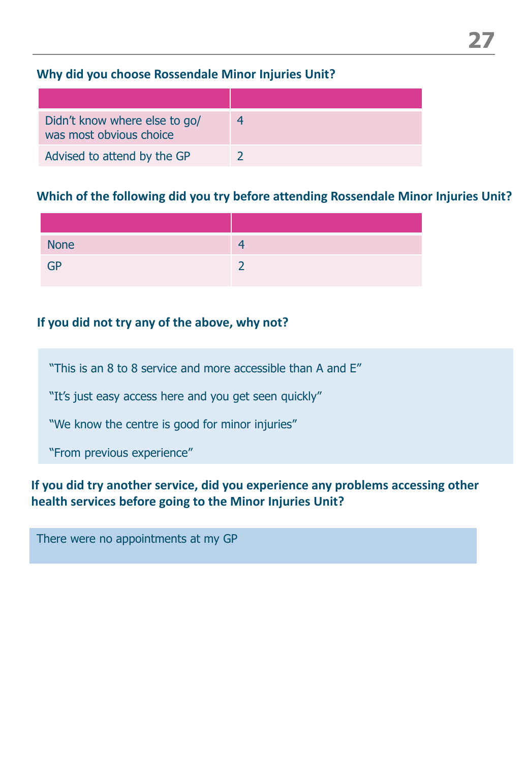### Why did you choose Rossendale Minor Injuries Unit?

| | |
|---|---|
| Didn't know where else to go/ was most obvious choice | 4 |
| Advised to attend by the GP | 2 |

### Which of the following did you try before attending Rossendale Minor Injuries Unit?

| | |
|---|---|
| None | 4 |
| GP | 2 |

### If you did not try any of the above, why not?

"This is an 8 to 8 service and more accessible than A and E"

"It's just easy access here and you get seen quickly"

"We know the centre is good for minor injuries"

"From previous experience"

### If you did try another service, did you experience any problems accessing other health services before going to the Minor Injuries Unit?

There were no appointments at my GP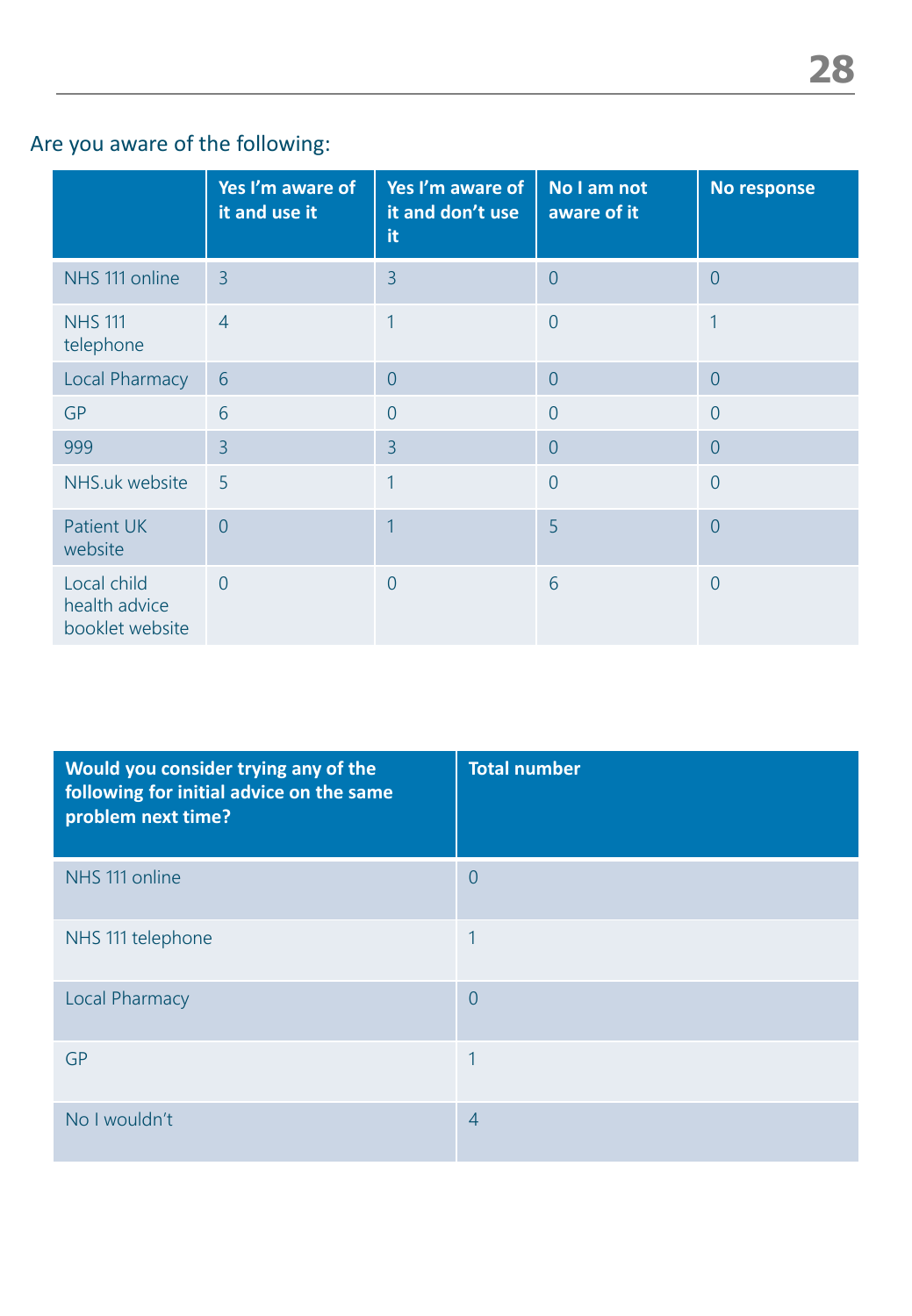Are you aware of the following:

| | Yes I'm aware of it and use it | Yes I'm aware of it and don't use it | No I am not aware of it | No response |
|---|---|---|---|---|
| NHS 111 online | 3 | 3 | 0 | 0 |
| NHS 111 telephone | 4 | 1 | 0 | 1 |
| Local Pharmacy | 6 | 0 | 0 | 0 |
| GP | 6 | 0 | 0 | 0 |
| 999 | 3 | 3 | 0 | 0 |
| NHS.uk website | 5 | 1 | 0 | 0 |
| Patient UK website | 0 | 1 | 5 | 0 |
| Local child health advice booklet website | 0 | 0 | 6 | 0 |

| Would you consider trying any of the following for initial advice on the same problem next time? | Total number |
|---|---|
| NHS 111 online | 0 |
| NHS 111 telephone | 1 |
| Local Pharmacy | 0 |
| GP | 1 |
| No I wouldn't | 4 |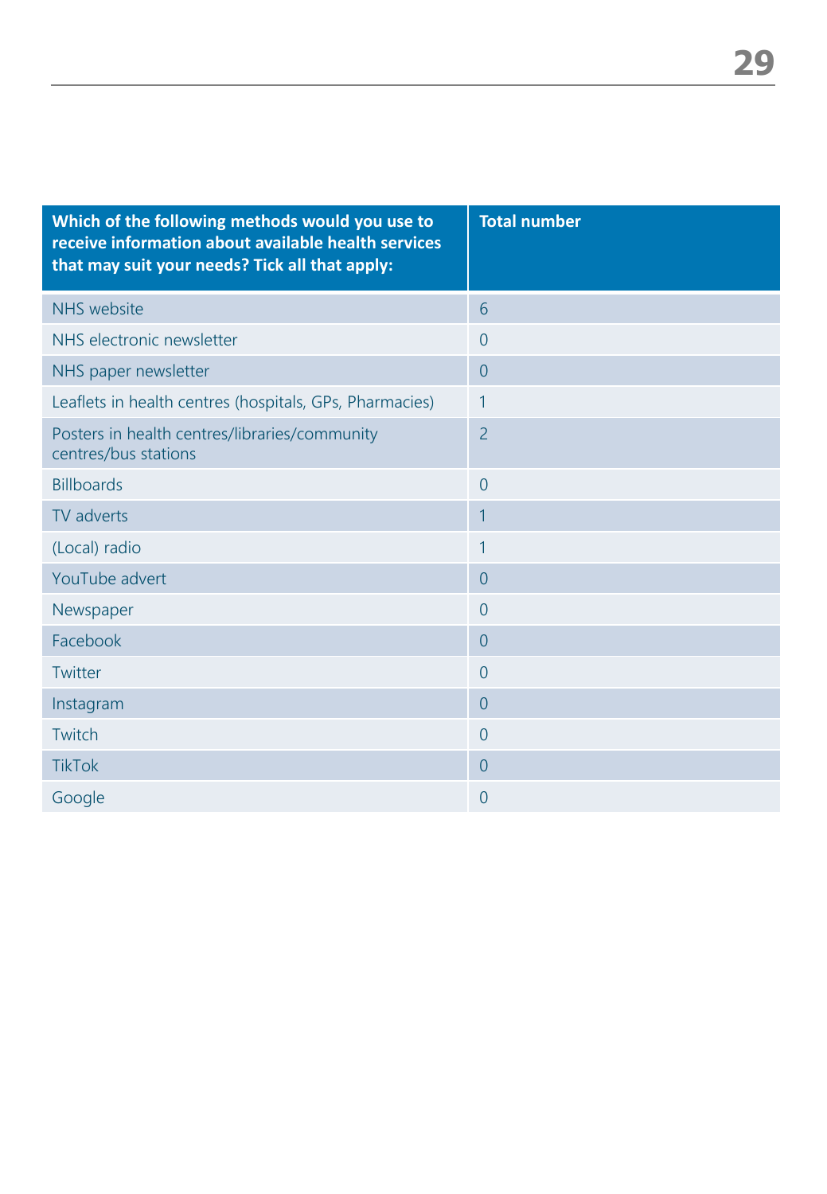| Which of the following methods would you use to receive information about available health services that may suit your needs? Tick all that apply: | Total number |
|---|---|
| NHS website | 6 |
| NHS electronic newsletter | 0 |
| NHS paper newsletter | 0 |
| Leaflets in health centres (hospitals, GPs, Pharmacies) | 1 |
| Posters in health centres/libraries/community centres/bus stations | 2 |
| Billboards | 0 |
| TV adverts | 1 |
| (Local) radio | 1 |
| YouTube advert | 0 |
| Newspaper | 0 |
| Facebook | 0 |
| Twitter | 0 |
| Instagram | 0 |
| Twitch | 0 |
| TikTok | 0 |
| Google | 0 |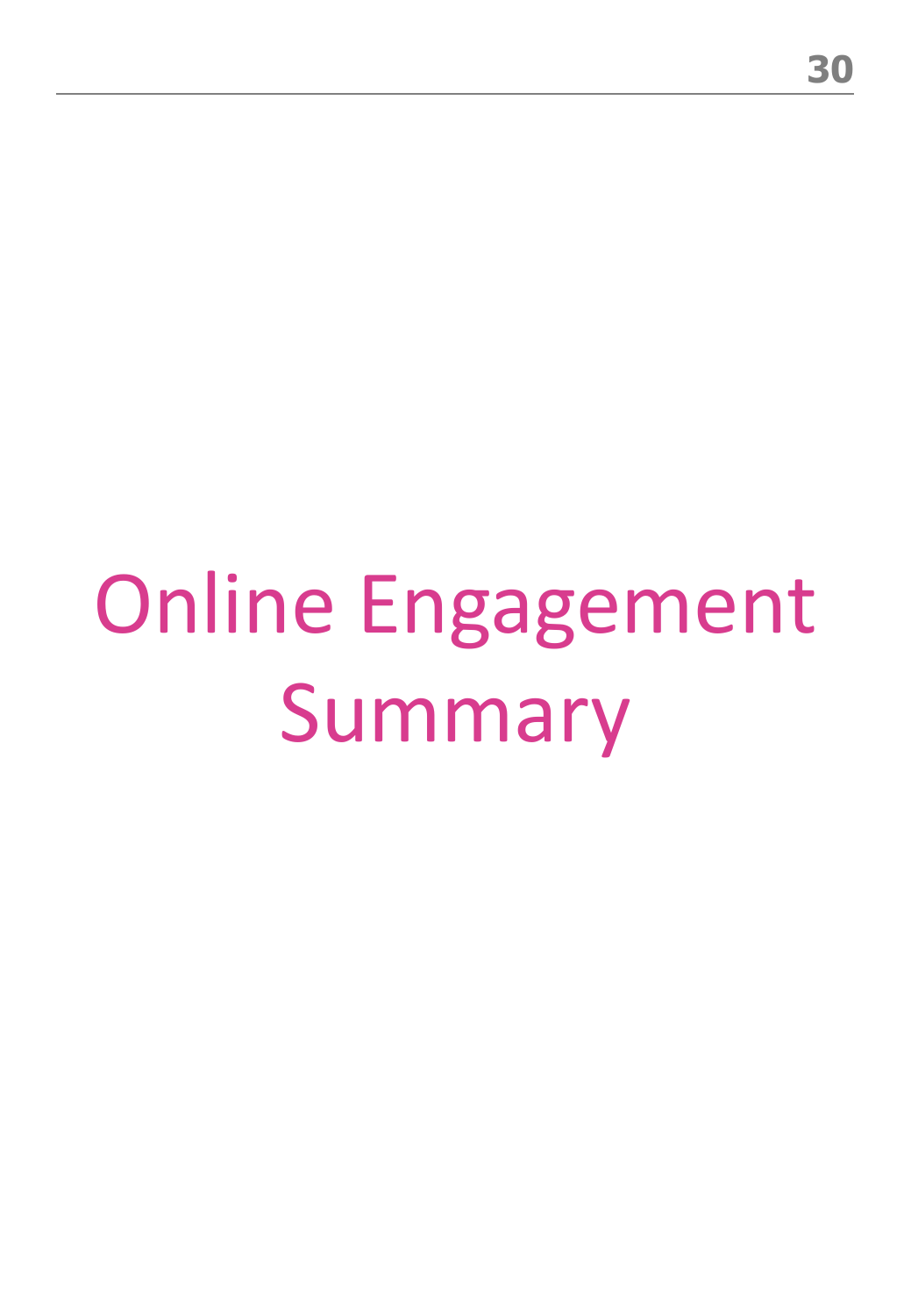# Online Engagement Summary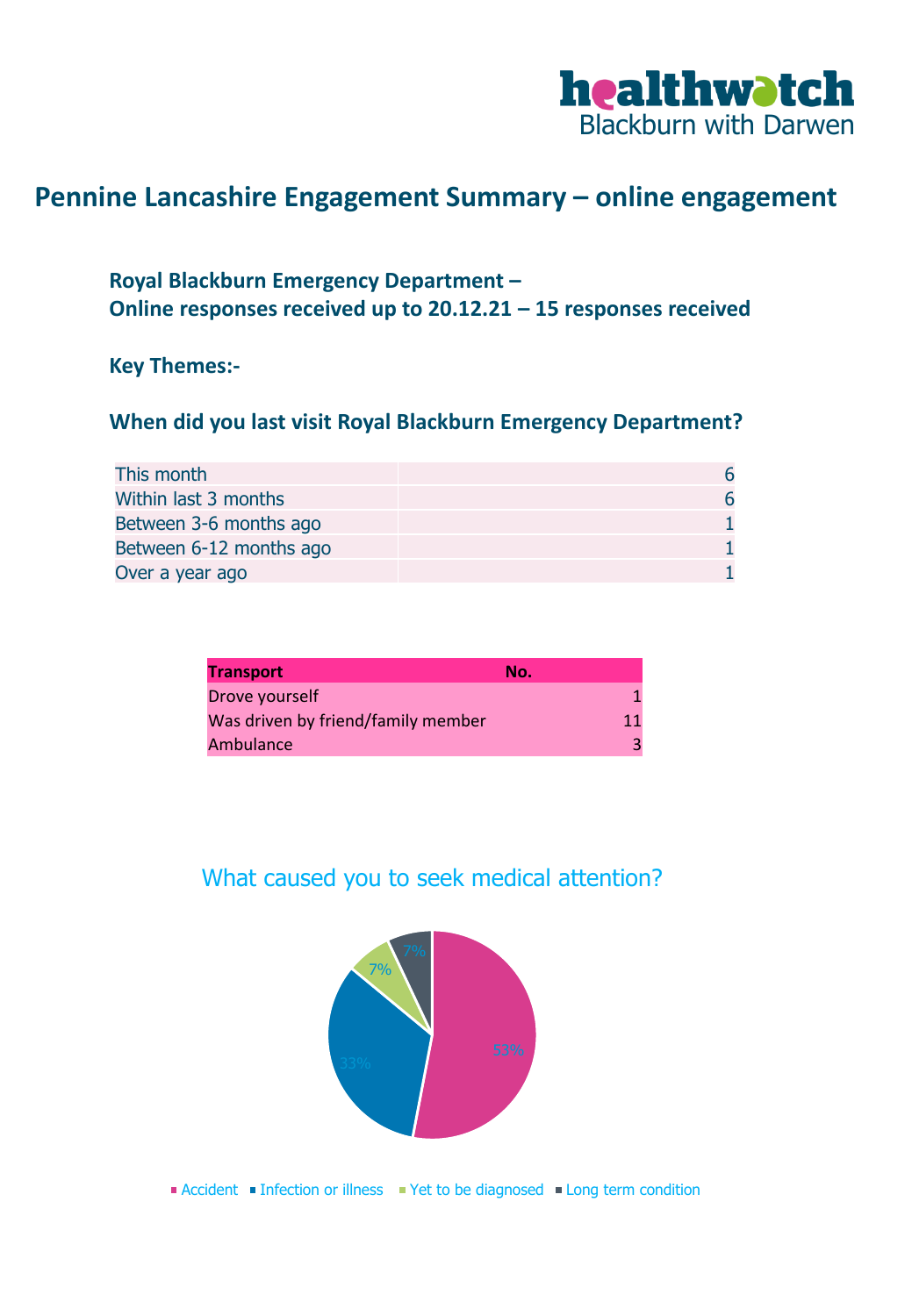# Pennine Lancashire Engagement Summary – online engagement

### Royal Blackburn Emergency Department – Online responses received up to 20.12.21 – 15 responses received

### Key Themes:-

### When did you last visit Royal Blackburn Emergency Department?

| | |
|---|---|
| This month | 6 |
| Within last 3 months | 6 |
| Between 3-6 months ago | 1 |
| Between 6-12 months ago | 1 |
| Over a year ago | 1 |

| Transport | No. |
|---|---|
| Drove yourself | 1 |
| Was driven by friend/family member | 11 |
| Ambulance | 3 |

**What caused you to seek medical attention?**

| Cause | % |
|---|---|
| Accident | 53% |
| Infection or illness | 33% |
| Yet to be diagnosed | 7% |
| Long term condition | 7% |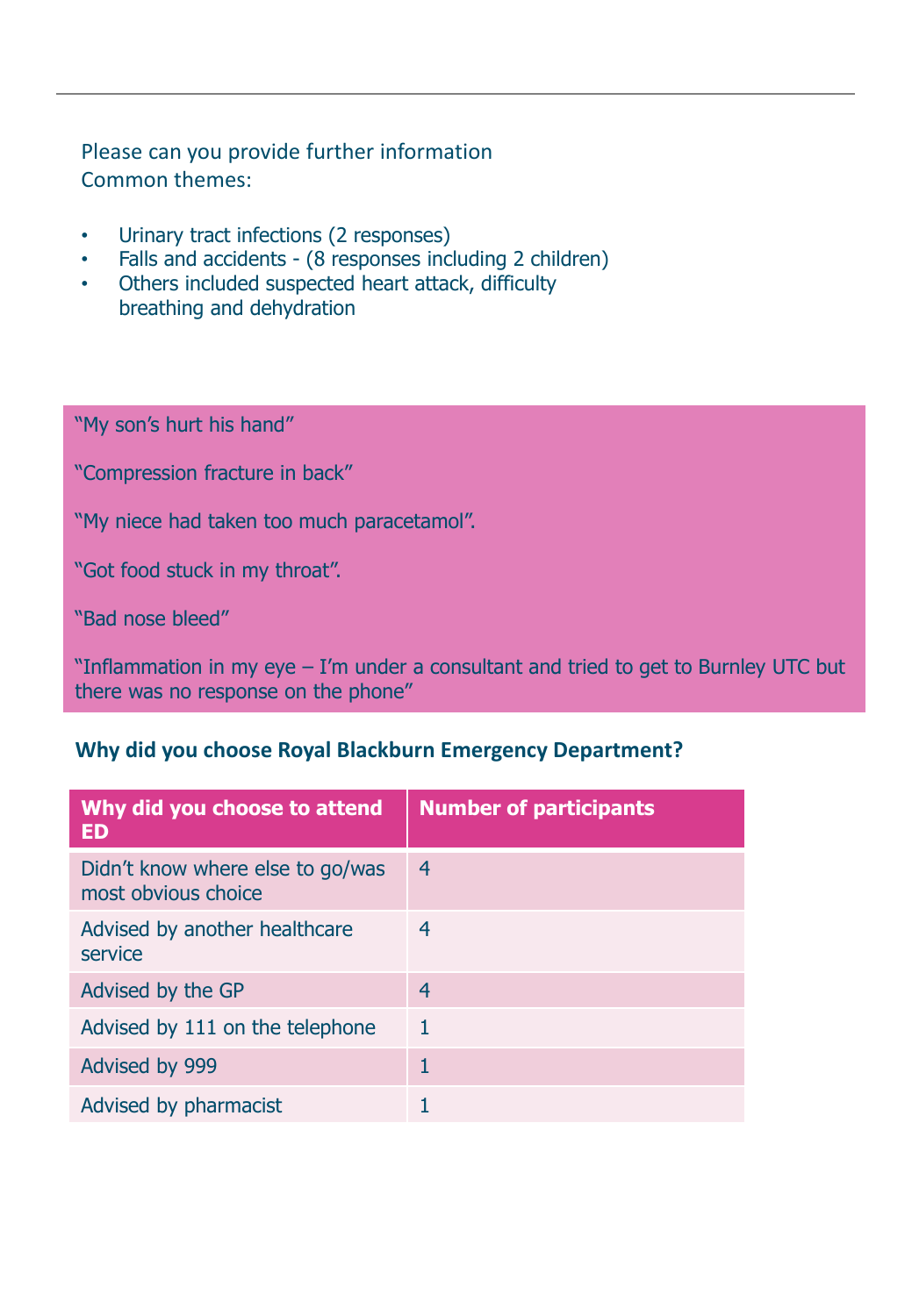Please can you provide further information
Common themes:

- Urinary tract infections (2 responses)
- Falls and accidents - (8 responses including 2 children)
- Others included suspected heart attack, difficulty breathing and dehydration

"My son's hurt his hand"

"Compression fracture in back"

"My niece had taken too much paracetamol".

"Got food stuck in my throat".

"Bad nose bleed"

"Inflammation in my eye – I'm under a consultant and tried to get to Burnley UTC but there was no response on the phone"

**Why did you choose Royal Blackburn Emergency Department?**

| Why did you choose to attend ED | Number of participants |
|---|---|
| Didn't know where else to go/was most obvious choice | 4 |
| Advised by another healthcare service | 4 |
| Advised by the GP | 4 |
| Advised by 111 on the telephone | 1 |
| Advised by 999 | 1 |
| Advised by pharmacist | 1 |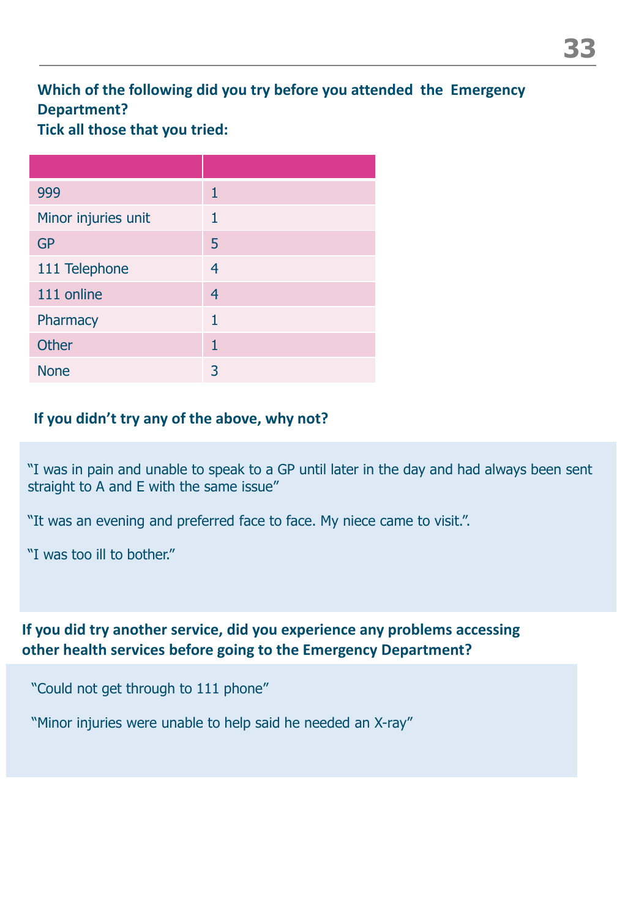**Which of the following did you try before you attended the Emergency Department?**
**Tick all those that you tried:**

| | |
|---|---|
| 999 | 1 |
| Minor injuries unit | 1 |
| GP | 5 |
| 111 Telephone | 4 |
| 111 online | 4 |
| Pharmacy | 1 |
| Other | 1 |
| None | 3 |

**If you didn't try any of the above, why not?**

"I was in pain and unable to speak to a GP until later in the day and had always been sent straight to A and E with the same issue"

"It was an evening and preferred face to face. My niece came to visit.".

"I was too ill to bother."

**If you did try another service, did you experience any problems accessing other health services before going to the Emergency Department?**

"Could not get through to 111 phone"

"Minor injuries were unable to help said he needed an X-ray"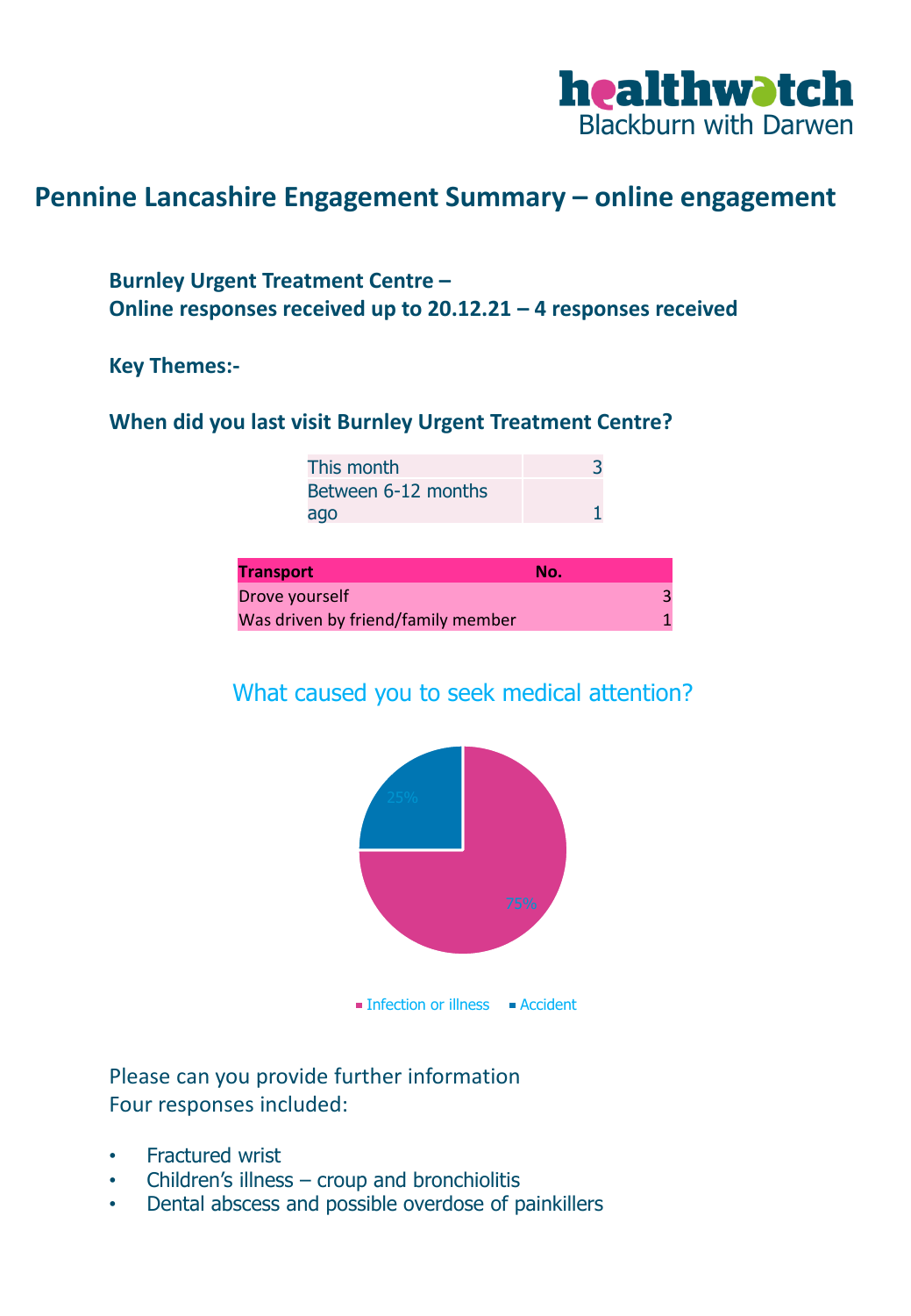healthwatch Blackburn with Darwen

# Pennine Lancashire Engagement Summary – online engagement

**Burnley Urgent Treatment Centre –**
**Online responses received up to 20.12.21 – 4 responses received**

**Key Themes:-**

**When did you last visit Burnley Urgent Treatment Centre?**

| | |
|---|---|
| This month | 3 |
| Between 6-12 months ago | 1 |

| Transport | No. |
|---|---|
| Drove yourself | 3 |
| Was driven by friend/family member | 1 |

What caused you to seek medical attention?

- Infection or illness: 75%
- Accident: 25%

Please can you provide further information
Four responses included:

- Fractured wrist
- Children's illness – croup and bronchiolitis
- Dental abscess and possible overdose of painkillers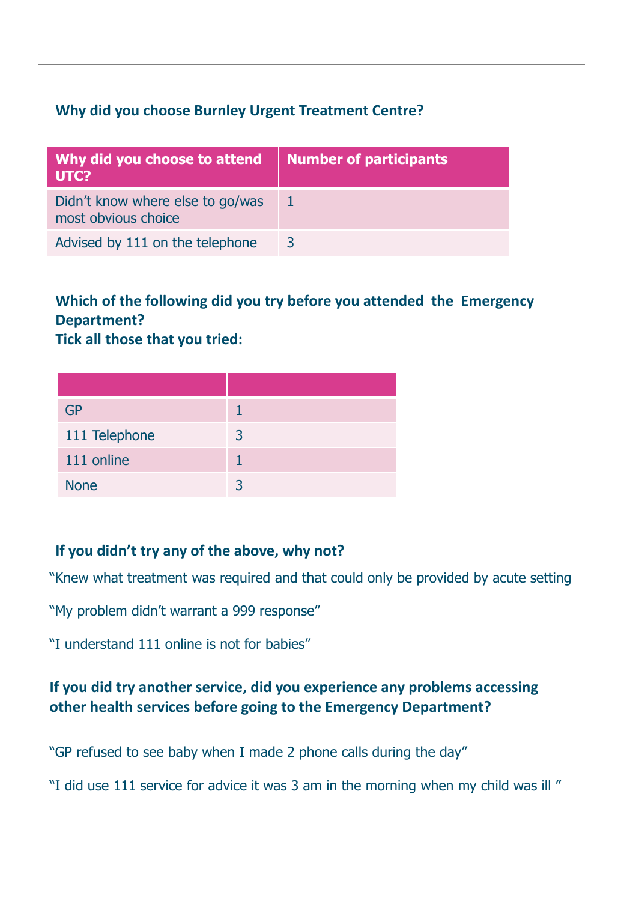### Why did you choose Burnley Urgent Treatment Centre?

| Why did you choose to attend UTC? | Number of participants |
|---|---|
| Didn't know where else to go/was most obvious choice | 1 |
| Advised by 111 on the telephone | 3 |

### Which of the following did you try before you attended the Emergency Department? Tick all those that you tried:

| | |
|---|---|
| GP | 1 |
| 111 Telephone | 3 |
| 111 online | 1 |
| None | 3 |

### If you didn't try any of the above, why not?

"Knew what treatment was required and that could only be provided by acute setting

"My problem didn't warrant a 999 response"

"I understand 111 online is not for babies"

### If you did try another service, did you experience any problems accessing other health services before going to the Emergency Department?

"GP refused to see baby when I made 2 phone calls during the day"

"I did use 111 service for advice it was 3 am in the morning when my child was ill "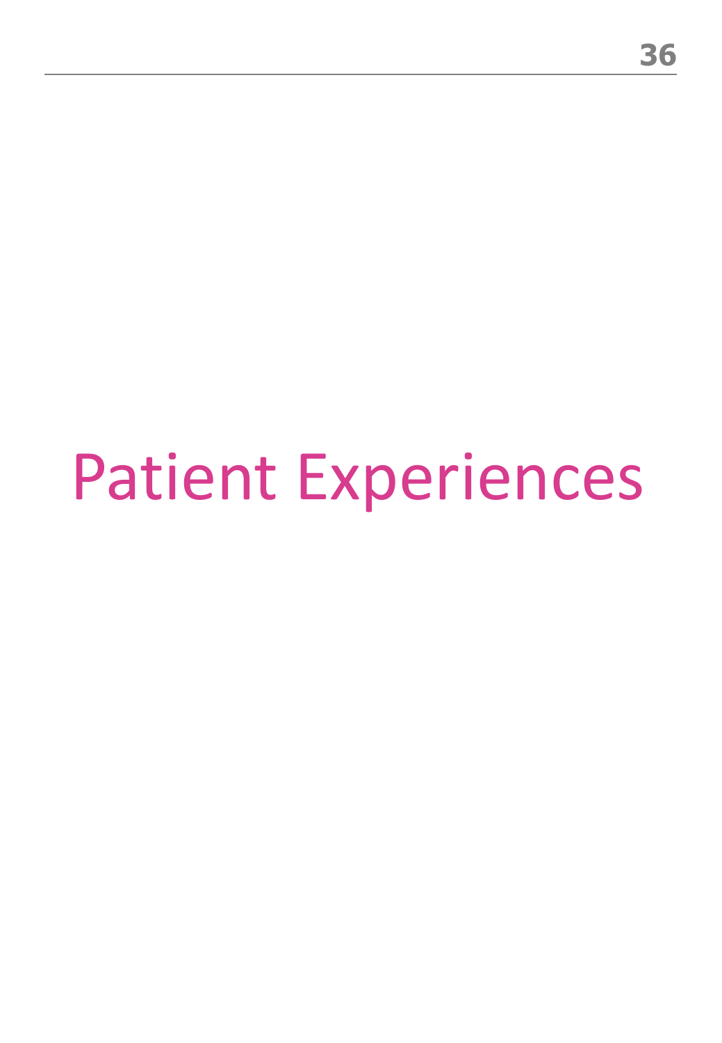# Patient Experiences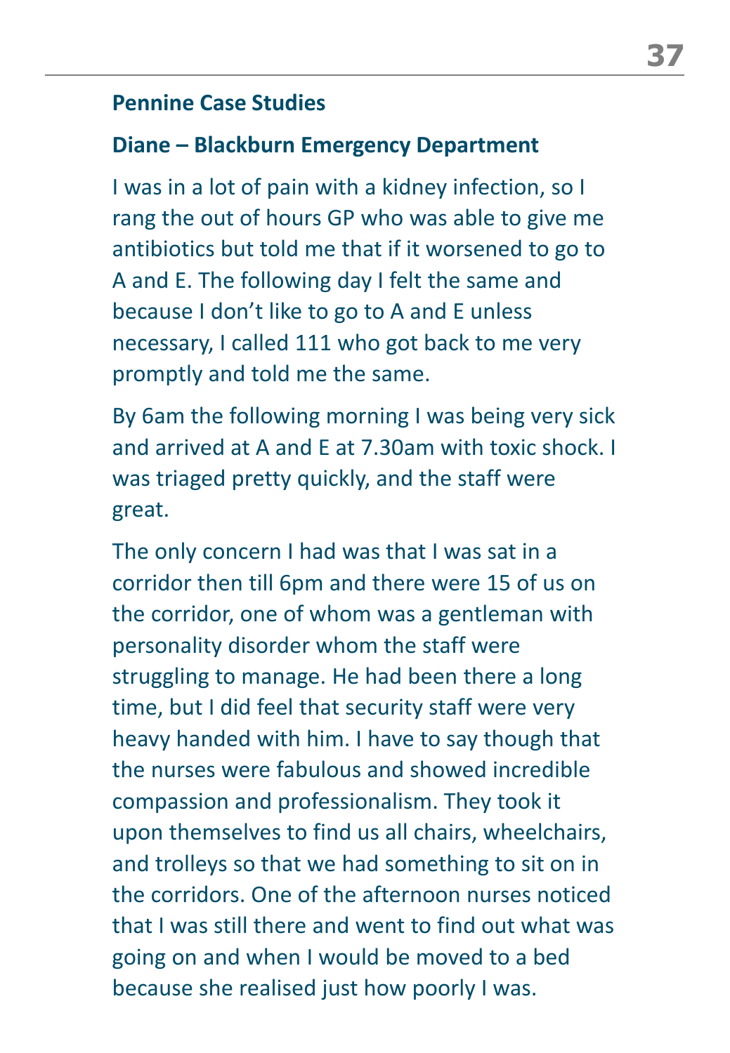## Pennine Case Studies

### Diane – Blackburn Emergency Department

I was in a lot of pain with a kidney infection, so I rang the out of hours GP who was able to give me antibiotics but told me that if it worsened to go to A and E. The following day I felt the same and because I don't like to go to A and E unless necessary, I called 111 who got back to me very promptly and told me the same.

By 6am the following morning I was being very sick and arrived at A and E at 7.30am with toxic shock. I was triaged pretty quickly, and the staff were great.

The only concern I had was that I was sat in a corridor then till 6pm and there were 15 of us on the corridor, one of whom was a gentleman with personality disorder whom the staff were struggling to manage. He had been there a long time, but I did feel that security staff were very heavy handed with him. I have to say though that the nurses were fabulous and showed incredible compassion and professionalism. They took it upon themselves to find us all chairs, wheelchairs, and trolleys so that we had something to sit on in the corridors. One of the afternoon nurses noticed that I was still there and went to find out what was going on and when I would be moved to a bed because she realised just how poorly I was.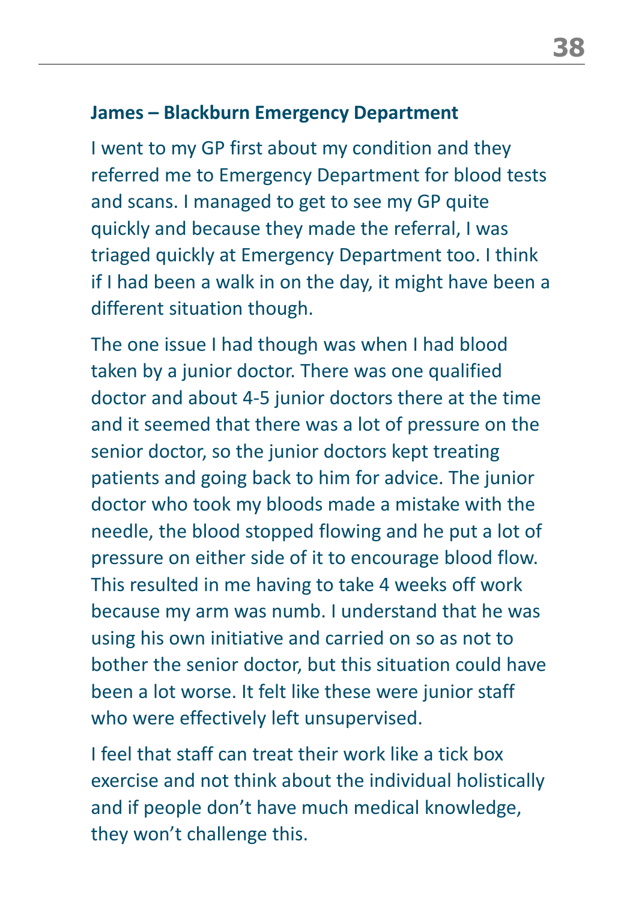**James – Blackburn Emergency Department**

I went to my GP first about my condition and they referred me to Emergency Department for blood tests and scans. I managed to get to see my GP quite quickly and because they made the referral, I was triaged quickly at Emergency Department too. I think if I had been a walk in on the day, it might have been a different situation though.

The one issue I had though was when I had blood taken by a junior doctor. There was one qualified doctor and about 4-5 junior doctors there at the time and it seemed that there was a lot of pressure on the senior doctor, so the junior doctors kept treating patients and going back to him for advice. The junior doctor who took my bloods made a mistake with the needle, the blood stopped flowing and he put a lot of pressure on either side of it to encourage blood flow. This resulted in me having to take 4 weeks off work because my arm was numb. I understand that he was using his own initiative and carried on so as not to bother the senior doctor, but this situation could have been a lot worse. It felt like these were junior staff who were effectively left unsupervised.

I feel that staff can treat their work like a tick box exercise and not think about the individual holistically and if people don't have much medical knowledge, they won't challenge this.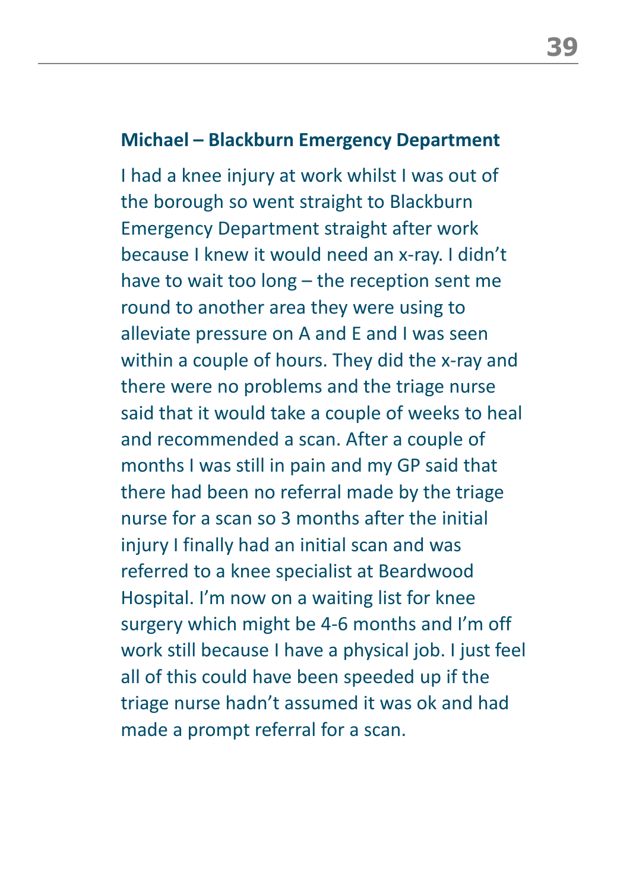**Michael – Blackburn Emergency Department**

I had a knee injury at work whilst I was out of the borough so went straight to Blackburn Emergency Department straight after work because I knew it would need an x-ray. I didn't have to wait too long – the reception sent me round to another area they were using to alleviate pressure on A and E and I was seen within a couple of hours. They did the x-ray and there were no problems and the triage nurse said that it would take a couple of weeks to heal and recommended a scan. After a couple of months I was still in pain and my GP said that there had been no referral made by the triage nurse for a scan so 3 months after the initial injury I finally had an initial scan and was referred to a knee specialist at Beardwood Hospital. I'm now on a waiting list for knee surgery which might be 4-6 months and I'm off work still because I have a physical job. I just feel all of this could have been speeded up if the triage nurse hadn't assumed it was ok and had made a prompt referral for a scan.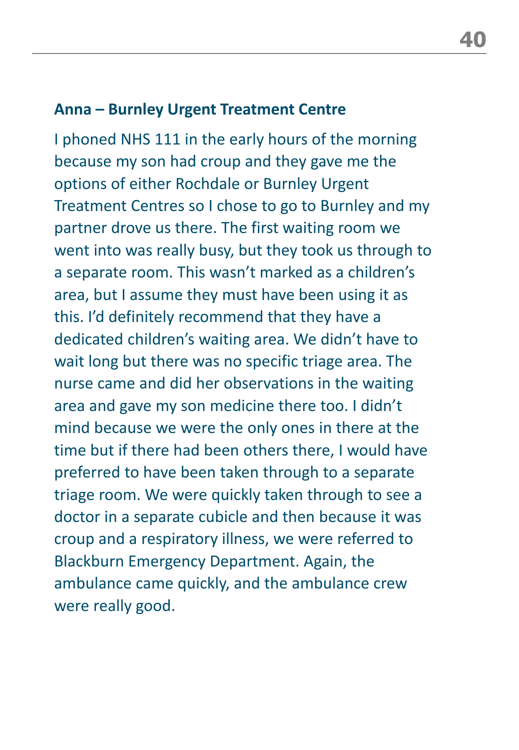**Anna – Burnley Urgent Treatment Centre**

I phoned NHS 111 in the early hours of the morning because my son had croup and they gave me the options of either Rochdale or Burnley Urgent Treatment Centres so I chose to go to Burnley and my partner drove us there. The first waiting room we went into was really busy, but they took us through to a separate room. This wasn't marked as a children's area, but I assume they must have been using it as this. I'd definitely recommend that they have a dedicated children's waiting area. We didn't have to wait long but there was no specific triage area. The nurse came and did her observations in the waiting area and gave my son medicine there too. I didn't mind because we were the only ones in there at the time but if there had been others there, I would have preferred to have been taken through to a separate triage room. We were quickly taken through to see a doctor in a separate cubicle and then because it was croup and a respiratory illness, we were referred to Blackburn Emergency Department. Again, the ambulance came quickly, and the ambulance crew were really good.